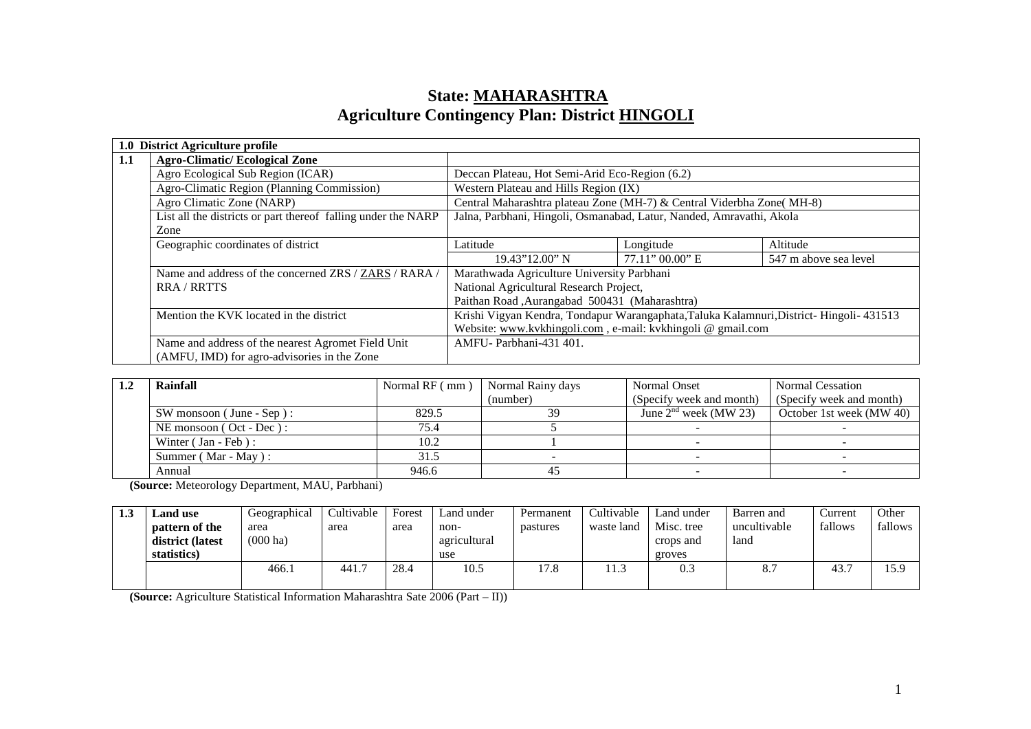# State: MAHARASHTRA
# Agriculture Contingency Plan: District HINGOLI

| 1.0 District Agriculture profile | | | | |
|---|---|---|---|---|
| **1.1** | **Agro-Climatic/ Ecological Zone** | | | |
| | Agro Ecological Sub Region (ICAR) | Deccan Plateau, Hot Semi-Arid Eco-Region (6.2) | | |
| | Agro-Climatic Region (Planning Commission) | Western Plateau and Hills Region (IX) | | |
| | Agro Climatic Zone (NARP) | Central Maharashtra plateau Zone (MH-7) & Central Viderbha Zone( MH-8) | | |
| | List all the districts or part thereof falling under the NARP Zone | Jalna, Parbhani, Hingoli, Osmanabad, Latur, Nanded, Amravathi, Akola | | |
| | Geographic coordinates of district | Latitude | Longitude | Altitude |
| | | 19.43"12.00" N | 77.11" 00.00" E | 547 m above sea level |
| | Name and address of the concerned ZRS / ZARS / RARA / RRA / RRTTS | Marathwada Agriculture University Parbhani<br>National Agricultural Research Project,<br>Paithan Road ,Aurangabad 500431 (Maharashtra) | | |
| | Mention the KVK located in the district | Krishi Vigyan Kendra, Tondapur Warangaphata,Taluka Kalamnuri,District- Hingoli- 431513<br>Website: www.kvkhingoli.com , e-mail: kvkhingoli @ gmail.com | | |
| | Name and address of the nearest Agromet Field Unit (AMFU, IMD) for agro-advisories in the Zone | AMFU- Parbhani-431 401. | | |

| 1.2 | Rainfall | Normal RF ( mm ) | Normal Rainy days (number) | Normal Onset (Specify week and month) | Normal Cessation (Specify week and month) |
|---|---|---|---|---|---|
| | SW monsoon ( June - Sep ) : | 829.5 | 39 | June 2nd week (MW 23) | October 1st week (MW 40) |
| | NE monsoon ( Oct - Dec ) : | 75.4 | 5 | - | - |
| | Winter ( Jan - Feb ) : | 10.2 | 1 | - | - |
| | Summer ( Mar - May ) : | 31.5 | - | - | - |
| | Annual | 946.6 | 45 | - | - |

**(Source:** Meteorology Department, MAU, Parbhani)

| 1.3 | Land use pattern of the district (latest statistics) | Geographical area (000 ha) | Cultivable area | Forest area | Land under non-agricultural use | Permanent pastures | Cultivable waste land | Land under Misc. tree crops and groves | Barren and uncultivable land | Current fallows | Other fallows |
|---|---|---|---|---|---|---|---|---|---|---|---|
| | | 466.1 | 441.7 | 28.4 | 10.5 | 17.8 | 11.3 | 0.3 | 8.7 | 43.7 | 15.9 |

**(Source:** Agriculture Statistical Information Maharashtra Sate 2006 (Part – II))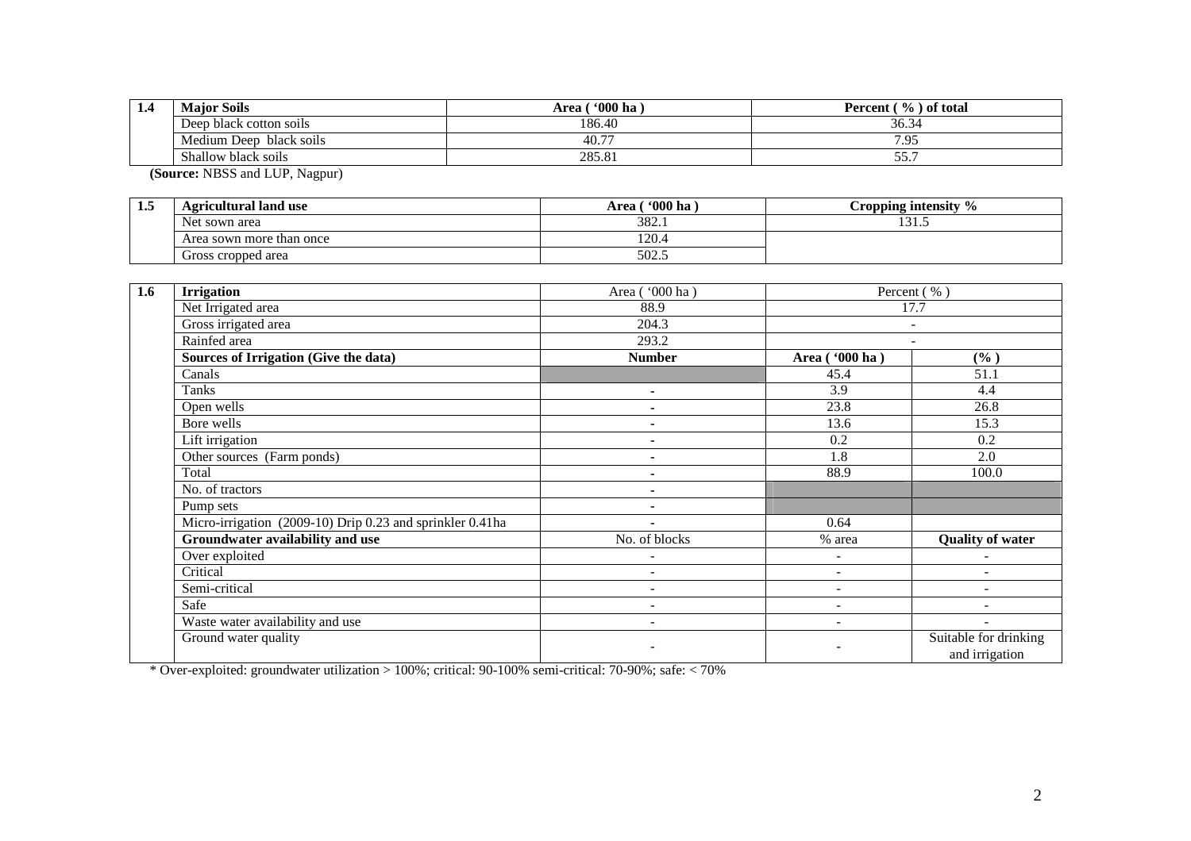| 1.4 | Major Soils | Area ( '000 ha ) | Percent ( % ) of total |
|---|---|---|---|
| | Deep black cotton soils | 186.40 | 36.34 |
| | Medium Deep black soils | 40.77 | 7.95 |
| | Shallow black soils | 285.81 | 55.7 |

**(Source:** NBSS and LUP, Nagpur)

| 1.5 | Agricultural land use | Area ( '000 ha ) | Cropping intensity % |
|---|---|---|---|
| | Net sown area | 382.1 | 131.5 |
| | Area sown more than once | 120.4 | |
| | Gross cropped area | 502.5 | |

| 1.6 | Irrigation | Area ( '000 ha ) | Percent ( % ) | |
|---|---|---|---|---|
| | Net Irrigated area | 88.9 | 17.7 | |
| | Gross irrigated area | 204.3 | - | |
| | Rainfed area | 293.2 | - | |
| | **Sources of Irrigation (Give the data)** | **Number** | **Area ( '000 ha )** | **( % )** |
| | Canals | | 45.4 | 51.1 |
| | Tanks | - | 3.9 | 4.4 |
| | Open wells | - | 23.8 | 26.8 |
| | Bore wells | - | 13.6 | 15.3 |
| | Lift irrigation | - | 0.2 | 0.2 |
| | Other sources (Farm ponds) | - | 1.8 | 2.0 |
| | Total | - | 88.9 | 100.0 |
| | No. of tractors | - | | |
| | Pump sets | - | | |
| | Micro-irrigation (2009-10) Drip 0.23 and sprinkler 0.41ha | - | 0.64 | |
| | **Groundwater availability and use** | No. of blocks | % area | **Quality of water** |
| | Over exploited | - | - | - |
| | Critical | - | - | - |
| | Semi-critical | - | - | - |
| | Safe | - | - | - |
| | Waste water availability and use | - | - | - |
| | Ground water quality | - | - | Suitable for drinking and irrigation |

\* Over-exploited: groundwater utilization > 100%; critical: 90-100% semi-critical: 70-90%; safe: < 70%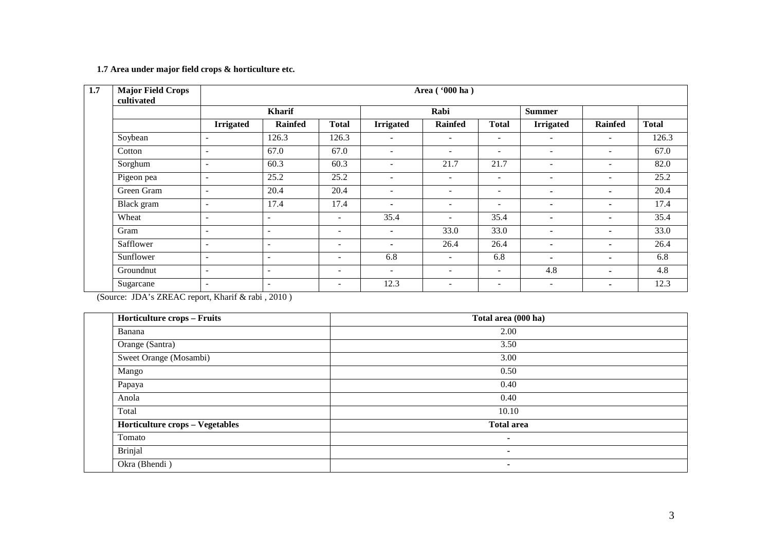**1.7 Area under major field crops & horticulture etc.**

| 1.7 | Major Field Crops cultivated | Area ( '000 ha ) | | | | | | | | |
|---|---|---|---|---|---|---|---|---|---|---|
| | | Kharif | | | Rabi | | | Summer | | |
| | | Irrigated | Rainfed | Total | Irrigated | Rainfed | Total | Irrigated | Rainfed | Total |
| | Soybean | - | 126.3 | 126.3 | - | - | - | - | - | 126.3 |
| | Cotton | - | 67.0 | 67.0 | - | - | - | - | - | 67.0 |
| | Sorghum | - | 60.3 | 60.3 | - | 21.7 | 21.7 | - | - | 82.0 |
| | Pigeon pea | - | 25.2 | 25.2 | - | - | - | - | - | 25.2 |
| | Green Gram | - | 20.4 | 20.4 | - | - | - | - | - | 20.4 |
| | Black gram | - | 17.4 | 17.4 | - | - | - | - | - | 17.4 |
| | Wheat | - | - | - | 35.4 | - | 35.4 | - | - | 35.4 |
| | Gram | - | - | - | - | 33.0 | 33.0 | - | - | 33.0 |
| | Safflower | - | - | - | - | 26.4 | 26.4 | - | - | 26.4 |
| | Sunflower | - | - | - | 6.8 | - | 6.8 | - | - | 6.8 |
| | Groundnut | - | - | - | - | - | - | 4.8 | - | 4.8 |
| | Sugarcane | - | - | - | 12.3 | - | - | - | - | 12.3 |

(Source: JDA's ZREAC report, Kharif & rabi , 2010 )

| | Horticulture crops – Fruits | Total area (000 ha) |
|---|---|---|
| | Banana | 2.00 |
| | Orange (Santra) | 3.50 |
| | Sweet Orange (Mosambi) | 3.00 |
| | Mango | 0.50 |
| | Papaya | 0.40 |
| | Anola | 0.40 |
| | Total | 10.10 |
| | **Horticulture crops – Vegetables** | **Total area** |
| | Tomato | - |
| | Brinjal | - |
| | Okra (Bhendi ) | - |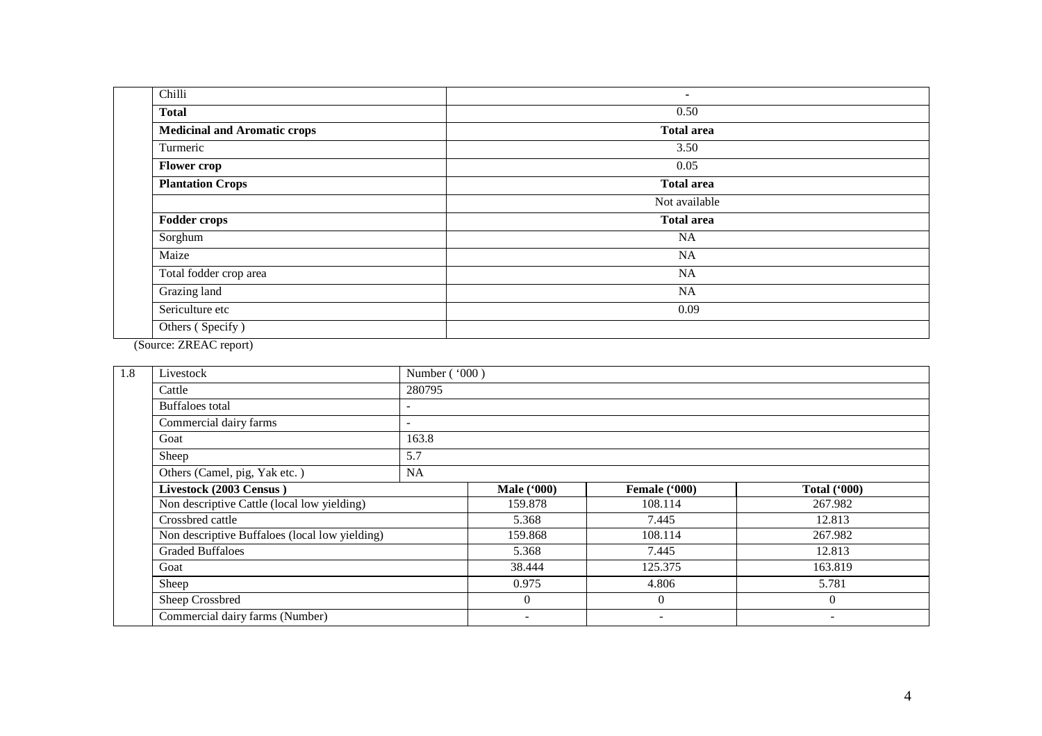| | Chilli | - |
|---|---|---|
| | **Total** | 0.50 |
| | **Medicinal and Aromatic crops** | **Total area** |
| | Turmeric | 3.50 |
| | **Flower crop** | 0.05 |
| | **Plantation Crops** | **Total area** |
| | | Not available |
| | **Fodder crops** | **Total area** |
| | Sorghum | NA |
| | Maize | NA |
| | Total fodder crop area | NA |
| | Grazing land | NA |
| | Sericulture etc | 0.09 |
| | Others ( Specify ) | |

(Source: ZREAC report)

| 1.8 | Livestock | Number ( '000 ) | | | |
|---|---|---|---|---|---|
| | Cattle | 280795 | | | |
| | Buffaloes total | - | | | |
| | Commercial dairy farms | - | | | |
| | Goat | 163.8 | | | |
| | Sheep | 5.7 | | | |
| | Others (Camel, pig, Yak etc. ) | NA | | | |
| | **Livestock (2003 Census )** | | **Male ('000)** | **Female ('000)** | **Total ('000)** |
| | Non descriptive Cattle (local low yielding) | | 159.878 | 108.114 | 267.982 |
| | Crossbred cattle | | 5.368 | 7.445 | 12.813 |
| | Non descriptive Buffaloes (local low yielding) | | 159.868 | 108.114 | 267.982 |
| | Graded Buffaloes | | 5.368 | 7.445 | 12.813 |
| | Goat | | 38.444 | 125.375 | 163.819 |
| | Sheep | | 0.975 | 4.806 | 5.781 |
| | Sheep Crossbred | | 0 | 0 | 0 |
| | Commercial dairy farms (Number) | | - | - | - |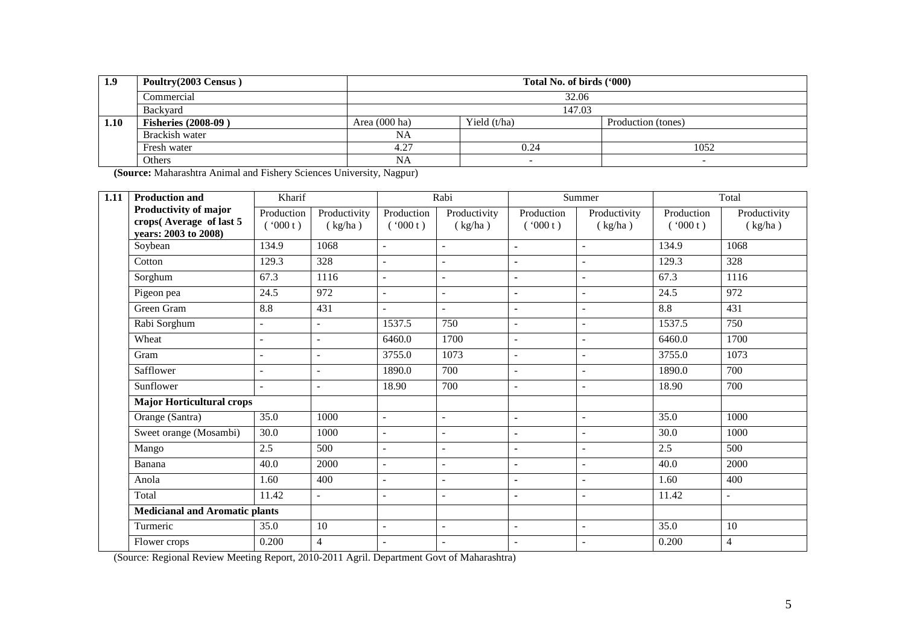| 1.9 | Poultry(2003 Census ) | Total No. of birds ('000) | | |
|---|---|---|---|---|
| | Commercial | 32.06 | | |
| | Backyard | 147.03 | | |
| **1.10** | **Fisheries (2008-09 )** | Area (000 ha) | Yield (t/ha) | Production (tones) |
| | Brackish water | NA | | |
| | Fresh water | 4.27 | 0.24 | 1052 |
| | Others | NA | - | - |

**(Source:** Maharashtra Animal and Fishery Sciences University, Nagpur)

| 1.11 | Production and Productivity of major crops( Average of last 5 years: 2003 to 2008) | Kharif | | Rabi | | Summer | | Total | |
|---|---|---|---|---|---|---|---|---|---|
| | | Production ( '000 t ) | Productivity ( kg/ha ) | Production ( '000 t ) | Productivity ( kg/ha ) | Production ( '000 t ) | Productivity ( kg/ha ) | Production ( '000 t ) | Productivity ( kg/ha ) |
| | Soybean | 134.9 | 1068 | - | - | - | - | 134.9 | 1068 |
| | Cotton | 129.3 | 328 | - | - | - | - | 129.3 | 328 |
| | Sorghum | 67.3 | 1116 | - | - | - | - | 67.3 | 1116 |
| | Pigeon pea | 24.5 | 972 | - | - | - | - | 24.5 | 972 |
| | Green Gram | 8.8 | 431 | - | - | - | - | 8.8 | 431 |
| | Rabi Sorghum | - | - | 1537.5 | 750 | - | - | 1537.5 | 750 |
| | Wheat | - | - | 6460.0 | 1700 | - | - | 6460.0 | 1700 |
| | Gram | - | - | 3755.0 | 1073 | - | - | 3755.0 | 1073 |
| | Safflower | - | - | 1890.0 | 700 | - | - | 1890.0 | 700 |
| | Sunflower | - | - | 18.90 | 700 | - | - | 18.90 | 700 |
| | **Major Horticultural crops** | | | | | | | | |
| | Orange (Santra) | 35.0 | 1000 | - | - | - | - | 35.0 | 1000 |
| | Sweet orange (Mosambi) | 30.0 | 1000 | - | - | - | - | 30.0 | 1000 |
| | Mango | 2.5 | 500 | - | - | - | - | 2.5 | 500 |
| | Banana | 40.0 | 2000 | - | - | - | - | 40.0 | 2000 |
| | Anola | 1.60 | 400 | - | - | - | - | 1.60 | 400 |
| | Total | 11.42 | - | - | - | - | - | 11.42 | - |
| | **Medicianal and Aromatic plants** | | | | | | | | |
| | Turmeric | 35.0 | 10 | - | - | - | - | 35.0 | 10 |
| | Flower crops | 0.200 | 4 | - | - | - | - | 0.200 | 4 |

(Source: Regional Review Meeting Report, 2010-2011 Agril. Department Govt of Maharashtra)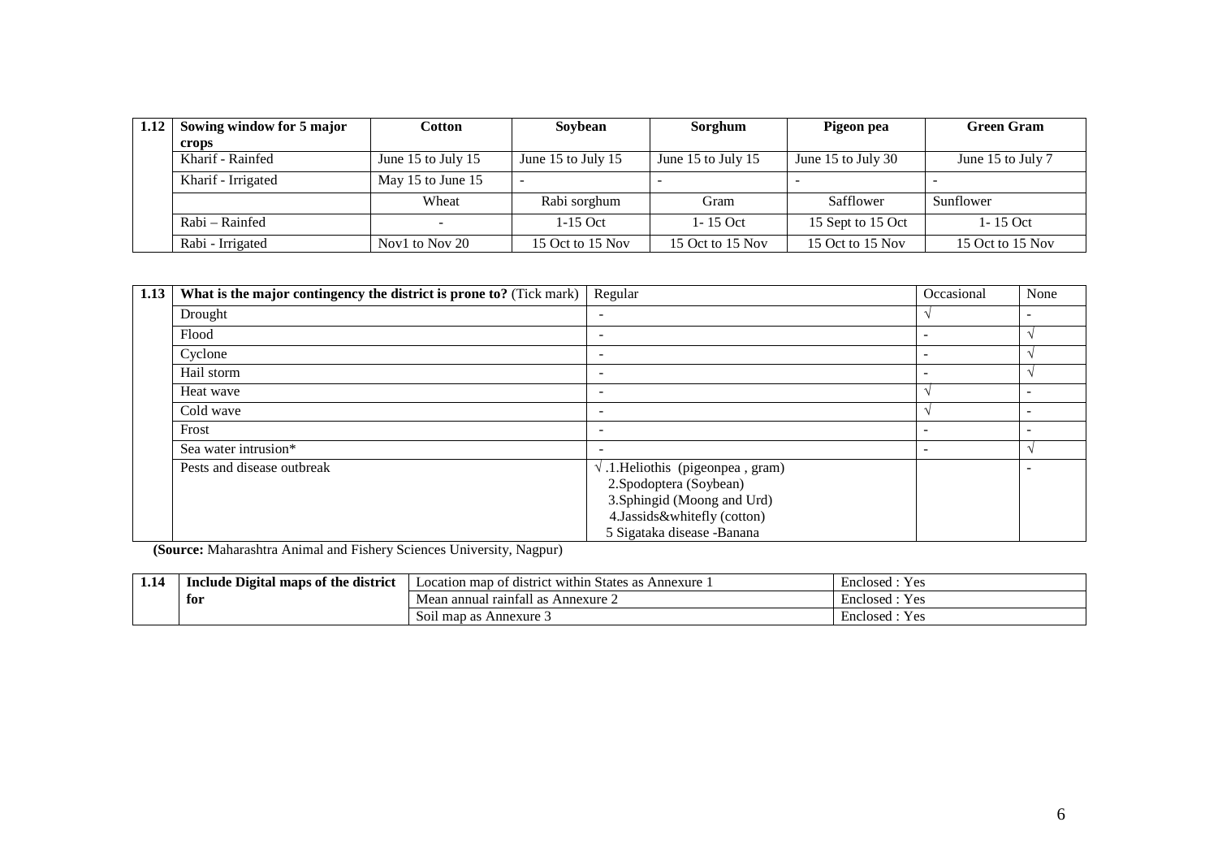| 1.12 | Sowing window for 5 major crops | Cotton | Soybean | Sorghum | Pigeon pea | Green Gram |
|---|---|---|---|---|---|---|
| | Kharif - Rainfed | June 15 to July 15 | June 15 to July 15 | June 15 to July 15 | June 15 to July 30 | June 15 to July 7 |
| | Kharif - Irrigated | May 15 to June 15 | - | - | - | - |
| | | Wheat | Rabi sorghum | Gram | Safflower | Sunflower |
| | Rabi – Rainfed | - | 1-15 Oct | 1- 15 Oct | 15 Sept to 15 Oct | 1- 15 Oct |
| | Rabi - Irrigated | Nov1 to Nov 20 | 15 Oct to 15 Nov | 15 Oct to 15 Nov | 15 Oct to 15 Nov | 15 Oct to 15 Nov |

| 1.13 | What is the major contingency the district is prone to? (Tick mark) | Regular | Occasional | None |
|---|---|---|---|---|
| | Drought | - | √ | - |
| | Flood | - | - | √ |
| | Cyclone | - | - | √ |
| | Hail storm | - | - | √ |
| | Heat wave | - | √ | - |
| | Cold wave | - | √ | - |
| | Frost | - | - | - |
| | Sea water intrusion* | - | - | √ |
| | Pests and disease outbreak | √ .1.Heliothis (pigeonpea , gram)<br>2.Spodoptera (Soybean)<br>3.Sphingid (Moong and Urd)<br>4.Jassids&whitefly (cotton)<br>5 Sigataka disease -Banana | | - |

**(Source:** Maharashtra Animal and Fishery Sciences University, Nagpur)

| 1.14 | Include Digital maps of the district for | Location map of district within States as Annexure 1 | Enclosed : Yes |
|---|---|---|---|
| | | Mean annual rainfall as Annexure 2 | Enclosed : Yes |
| | | Soil map as Annexure 3 | Enclosed : Yes |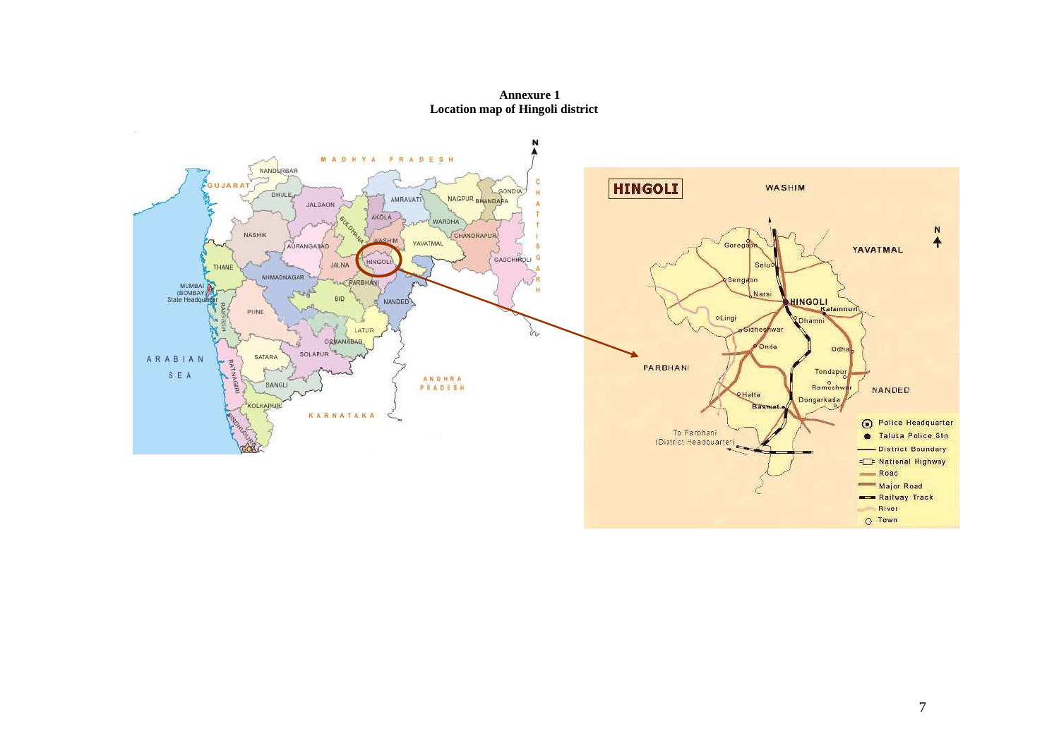**Annexure 1**
**Location map of Hingoli district**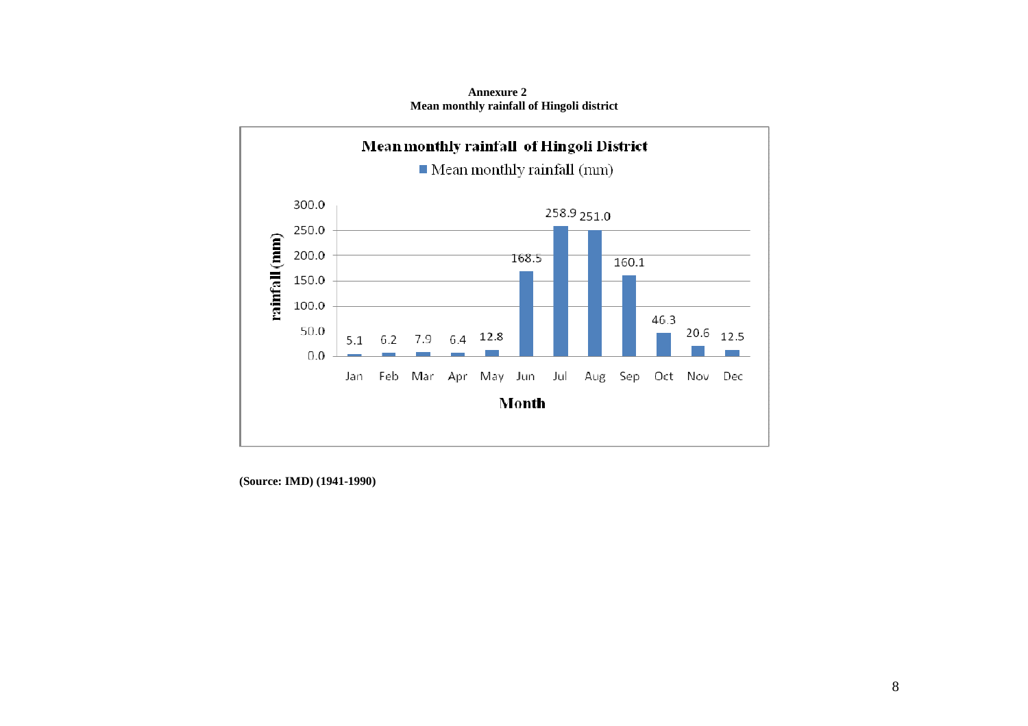**Annexure 2**
**Mean monthly rainfall of Hingoli district**

**Mean monthly rainfall of Hingoli District**

■ Mean monthly rainfall (mm)

| Month | Jan | Feb | Mar | Apr | May | Jun | Jul | Aug | Sep | Oct | Nov | Dec |
|---|---|---|---|---|---|---|---|---|---|---|---|---|
| rainfall (mm) | 5.1 | 6.2 | 7.9 | 6.4 | 12.8 | 168.5 | 258.9 | 251.0 | 160.1 | 46.3 | 20.6 | 12.5 |

**(Source: IMD) (1941-1990)**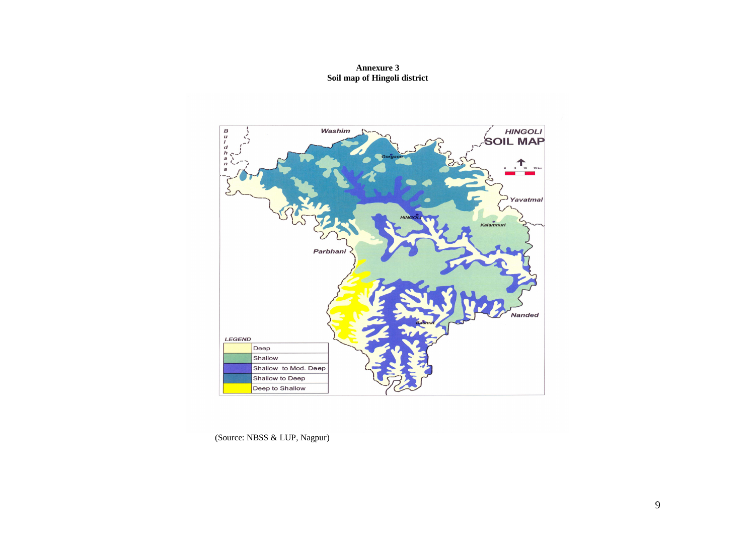**Annexure 3**
**Soil map of Hingoli district**

(Source: NBSS & LUP, Nagpur)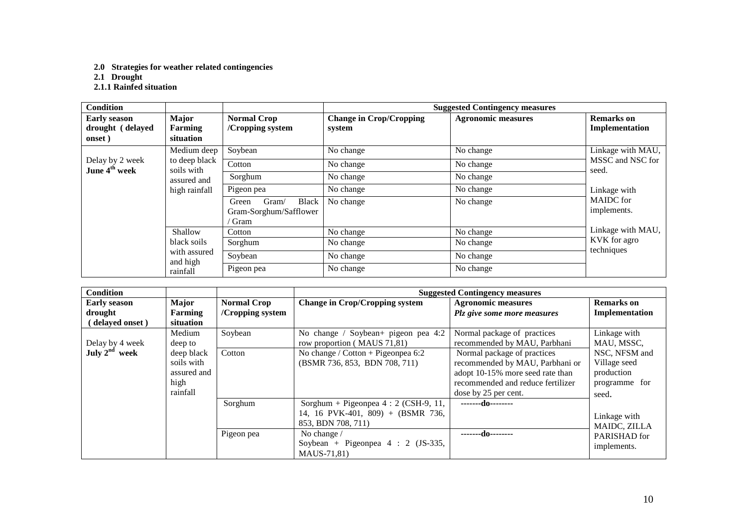**2.0 Strategies for weather related contingencies**

**2.1 Drought**

**2.1.1 Rainfed situation**

| **Condition** | | | **Suggested Contingency measures** | | |
|---|---|---|---|---|---|
| **Early season drought (delayed onset)** | **Major Farming situation** | **Normal Crop /Cropping system** | **Change in Crop/Cropping system** | **Agronomic measures** | **Remarks on Implementation** |
| Delay by 2 week June 4th week | Medium deep to deep black soils with assured and high rainfall | Soybean | No change | No change | Linkage with MAU, MSSC and NSC for seed. Linkage with MAIDC for implements. Linkage with MAU, KVK for agro techniques |
| | | Cotton | No change | No change | |
| | | Sorghum | No change | No change | |
| | | Pigeon pea | No change | No change | |
| | | Green Gram/ Black Gram-Sorghum/Safflower / Gram | No change | No change | |
| | Shallow black soils with assured and high rainfall | Cotton | No change | No change | |
| | | Sorghum | No change | No change | |
| | | Soybean | No change | No change | |
| | | Pigeon pea | No change | No change | |

| **Condition** | | | **Suggested Contingency measures** | | |
|---|---|---|---|---|---|
| **Early season drought (delayed onset)** | **Major Farming situation** | **Normal Crop /Cropping system** | **Change in Crop/Cropping system** | **Agronomic measures** *Plz give some more measures* | **Remarks on Implementation** |
| Delay by 4 week July 2nd week | Medium deep to deep black soils with assured and high rainfall | Soybean | No change / Soybean+ pigeon pea 4:2 row proportion ( MAUS 71,81) | Normal package of practices recommended by MAU, Parbhani | Linkage with MAU, MSSC, NSC, NFSM and Village seed production programme for seed. Linkage with MAIDC, ZILLA PARISHAD for implements. |
| | | Cotton | No change / Cotton + Pigeonpea 6:2 (BSMR 736, 853, BDN 708, 711) | Normal package of practices recommended by MAU, Parbhani or adopt 10-15% more seed rate than recommended and reduce fertilizer dose by 25 per cent. | |
| | | Sorghum | Sorghum + Pigeonpea 4 : 2 (CSH-9, 11, 14, 16 PVK-401, 809) + (BSMR 736, 853, BDN 708, 711) | -------do-------- | |
| | | Pigeon pea | No change / Soybean + Pigeonpea 4 : 2 (JS-335, MAUS-71,81) | -------do-------- | |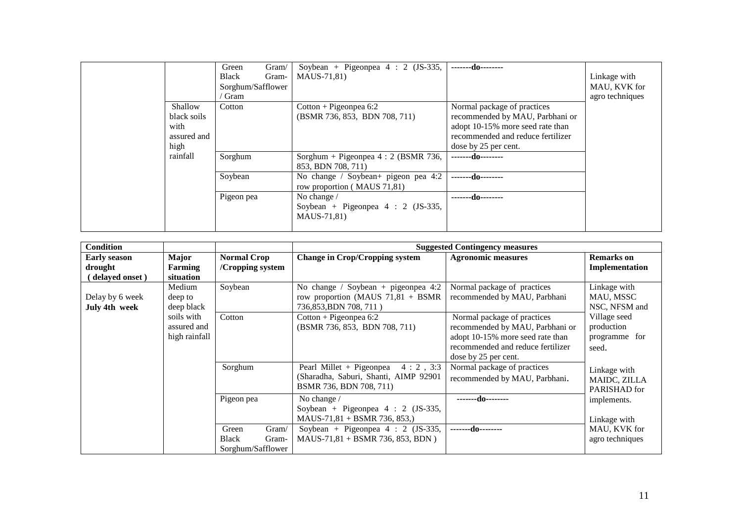| | | | | | |
|---|---|---|---|---|---|
| | | Green Gram/ Black Gram-Sorghum/Safflower / Gram | Soybean + Pigeonpea 4 : 2 (JS-335, MAUS-71,81) | -------do-------- | Linkage with MAU, KVK for agro techniques |
| | Shallow black soils with assured and high rainfall | Cotton | Cotton + Pigeonpea 6:2 (BSMR 736, 853, BDN 708, 711) | Normal package of practices recommended by MAU, Parbhani or adopt 10-15% more seed rate than recommended and reduce fertilizer dose by 25 per cent. | |
| | | Sorghum | Sorghum + Pigeonpea 4 : 2 (BSMR 736, 853, BDN 708, 711) | -------do-------- | |
| | | Soybean | No change / Soybean+ pigeon pea 4:2 row proportion ( MAUS 71,81) | -------do-------- | |
| | | Pigeon pea | No change / Soybean + Pigeonpea 4 : 2 (JS-335, MAUS-71,81) | -------do-------- | |

| **Condition** | | | **Suggested Contingency measures** | | |
|---|---|---|---|---|---|
| **Early season drought ( delayed onset )** | **Major Farming situation** | **Normal Crop /Cropping system** | **Change in Crop/Cropping system** | **Agronomic measures** | **Remarks on Implementation** |
| Delay by 6 week **July 4th week** | Medium deep to deep black soils with assured and high rainfall | Soybean | No change / Soybean + pigeonpea 4:2 row proportion (MAUS 71,81 + BSMR 736,853,BDN 708, 711 ) | Normal package of practices recommended by MAU, Parbhani | Linkage with MAU, MSSC NSC, NFSM and Village seed production programme for seed. |
| | | Cotton | Cotton + Pigeonpea 6:2 (BSMR 736, 853, BDN 708, 711) | Normal package of practices recommended by MAU, Parbhani or adopt 10-15% more seed rate than recommended and reduce fertilizer dose by 25 per cent. | |
| | | Sorghum | Pearl Millet + Pigeonpea 4 : 2 , 3:3 (Sharadha, Saburi, Shanti, AIMP 92901 BSMR 736, BDN 708, 711) | Normal package of practices recommended by MAU, Parbhani. | Linkage with MAIDC, ZILLA PARISHAD for implements. |
| | | Pigeon pea | No change / Soybean + Pigeonpea 4 : 2 (JS-335, MAUS-71,81 + BSMR 736, 853,) | -------do-------- | Linkage with MAU, KVK for agro techniques |
| | | Green Gram/ Black Gram-Sorghum/Safflower | Soybean + Pigeonpea 4 : 2 (JS-335, MAUS-71,81 + BSMR 736, 853, BDN ) | -------do-------- | |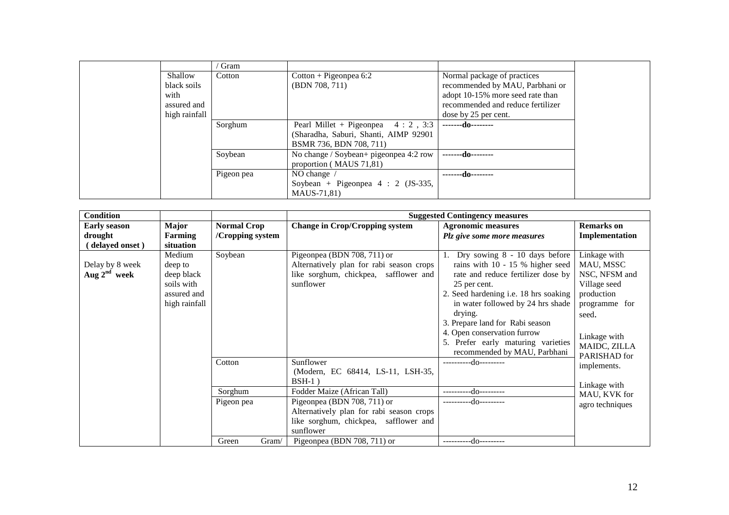| | | / Gram | | | |
|---|---|---|---|---|---|
| | Shallow black soils with assured and high rainfall | Cotton | Cotton + Pigeonpea 6:2 (BDN 708, 711) | Normal package of practices recommended by MAU, Parbhani or adopt 10-15% more seed rate than recommended and reduce fertilizer dose by 25 per cent. | |
| | | Sorghum | Pearl Millet + Pigeonpea 4 : 2 , 3:3 (Sharadha, Saburi, Shanti, AIMP 92901 BSMR 736, BDN 708, 711) | **-------do--------** | |
| | | Soybean | No change / Soybean+ pigeonpea 4:2 row proportion ( MAUS 71,81) | **-------do--------** | |
| | | Pigeon pea | NO change / Soybean + Pigeonpea 4 : 2 (JS-335, MAUS-71,81) | **-------do--------** | |

| **Condition** | | | **Suggested Contingency measures** | | |
|---|---|---|---|---|---|
| **Early season drought (delayed onset)** | **Major Farming situation** | **Normal Crop /Cropping system** | **Change in Crop/Cropping system** | **Agronomic measures** ***Plz give some more measures*** | **Remarks on Implementation** |
| Delay by 8 week Aug 2[nd] week | Medium deep to deep black soils with assured and high rainfall | Soybean | Pigeonpea (BDN 708, 711) or Alternatively plan for rabi season crops like sorghum, chickpea, safflower and sunflower | 1. Dry sowing 8 - 10 days before rains with 10 - 15 % higher seed rate and reduce fertilizer dose by 25 per cent.<br>2. Seed hardening i.e. 18 hrs soaking in water followed by 24 hrs shade drying.<br>3. Prepare land for Rabi season<br>4. Open conservation furrow<br>5. Prefer early maturing varieties recommended by MAU, Parbhani | Linkage with MAU, MSSC NSC, NFSM and Village seed production programme for seed.<br><br>Linkage with MAIDC, ZILLA PARISHAD for implements.<br><br>Linkage with MAU, KVK for agro techniques |
| | | Cotton | Sunflower (Modern, EC 68414, LS-11, LSH-35, BSH-1 ) | ----------do--------- | |
| | | Sorghum | Fodder Maize (African Tall) | ----------do--------- | |
| | | Pigeon pea | Pigeonpea (BDN 708, 711) or Alternatively plan for rabi season crops like sorghum, chickpea, safflower and sunflower | ----------do--------- | |
| | | Green Gram/ | Pigeonpea (BDN 708, 711) or | ----------do--------- | |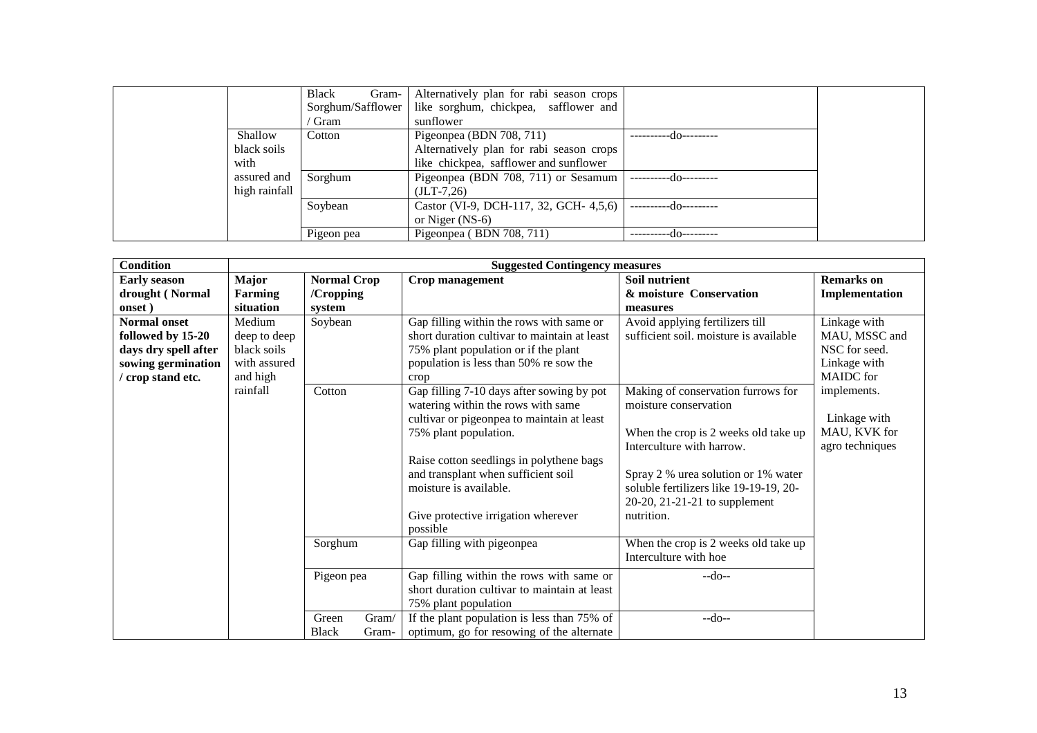| | | | | | |
|---|---|---|---|---|---|
| | | Black Gram-Sorghum/Safflower / Gram | Alternatively plan for rabi season crops like sorghum, chickpea, safflower and sunflower | | |
| | Shallow black soils with assured and high rainfall | Cotton | Pigeonpea (BDN 708, 711) Alternatively plan for rabi season crops like chickpea, safflower and sunflower | ----------do--------- | |
| | | Sorghum | Pigeonpea (BDN 708, 711) or Sesamum (JLT-7,26) | ----------do--------- | |
| | | Soybean | Castor (VI-9, DCH-117, 32, GCH- 4,5,6) or Niger (NS-6) | ----------do--------- | |
| | | Pigeon pea | Pigeonpea ( BDN 708, 711) | ----------do--------- | |

| Condition | Suggested Contingency measures | | | | |
|---|---|---|---|---|---|
| **Early season drought ( Normal onset )** | **Major Farming situation** | **Normal Crop /Cropping system** | **Crop management** | **Soil nutrient & moisture Conservation measures** | **Remarks on Implementation** |
| **Normal onset followed by 15-20 days dry spell after sowing germination / crop stand etc.** | Medium deep to deep black soils with assured and high rainfall | Soybean | Gap filling within the rows with same or short duration cultivar to maintain at least 75% plant population or if the plant population is less than 50% re sow the crop | Avoid applying fertilizers till sufficient soil moisture is available | Linkage with MAU, MSSC and NSC for seed. Linkage with MAIDC for implements. Linkage with MAU, KVK for agro techniques |
| | | Cotton | Gap filling 7-10 days after sowing by pot watering within the rows with same cultivar or pigeonpea to maintain at least 75% plant population. Raise cotton seedlings in polythene bags and transplant when sufficient soil moisture is available. Give protective irrigation wherever possible | Making of conservation furrows for moisture conservation When the crop is 2 weeks old take up Interculture with harrow. Spray 2 % urea solution or 1% water soluble fertilizers like 19-19-19, 20-20-20, 21-21-21 to supplement nutrition. | |
| | | Sorghum | Gap filling with pigeonpea | When the crop is 2 weeks old take up Interculture with hoe | |
| | | Pigeon pea | Gap filling within the rows with same or short duration cultivar to maintain at least 75% plant population | --do-- | |
| | | Green Gram/ Black Gram- | If the plant population is less than 75% of optimum, go for resowing of the alternate | --do-- | |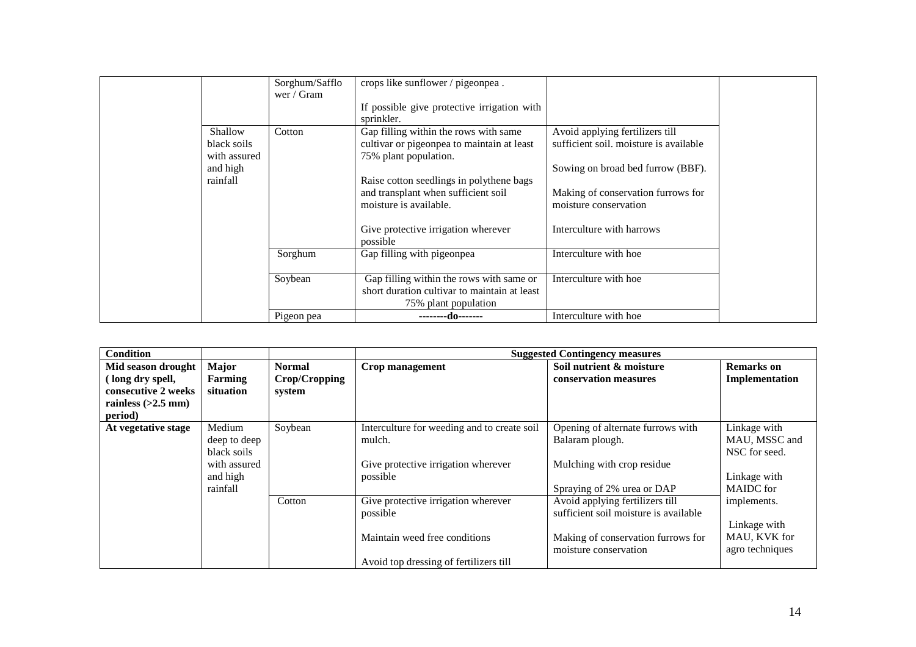| | | Sorghum/Safflower / Gram | crops like sunflower / pigeonpea .<br><br>If possible give protective irrigation with sprinkler. | | |
|---|---|---|---|---|---|
| | Shallow black soils with assured and high rainfall | Cotton | Gap filling within the rows with same cultivar or pigeonpea to maintain at least 75% plant population.<br><br>Raise cotton seedlings in polythene bags and transplant when sufficient soil moisture is available.<br><br>Give protective irrigation wherever possible | Avoid applying fertilizers till sufficient soil. moisture is available<br><br>Sowing on broad bed furrow (BBF).<br><br>Making of conservation furrows for moisture conservation<br><br>Interculture with harrows | |
| | | Sorghum | Gap filling with pigeonpea | Interculture with hoe | |
| | | Soybean | Gap filling within the rows with same or short duration cultivar to maintain at least 75% plant population | Interculture with hoe | |
| | | Pigeon pea | **--------do-------** | Interculture with hoe | |

| **Condition** | | | **Suggested Contingency measures** | | |
|---|---|---|---|---|---|
| **Mid season drought ( long dry spell, consecutive 2 weeks rainless (>2.5 mm) period)** | **Major Farming situation** | **Normal Crop/Cropping system** | **Crop management** | **Soil nutrient & moisture conservation measures** | **Remarks on Implementation** |
| **At vegetative stage** | Medium deep to deep black soils with assured and high rainfall | Soybean | Interculture for weeding and to create soil mulch.<br><br>Give protective irrigation wherever possible | Opening of alternate furrows with Balaram plough.<br><br>Mulching with crop residue<br><br>Spraying of 2% urea or DAP | Linkage with MAU, MSSC and NSC for seed.<br><br>Linkage with MAIDC for implements.<br><br>Linkage with MAU, KVK for agro techniques |
| | | Cotton | Give protective irrigation wherever possible<br><br>Maintain weed free conditions<br><br>Avoid top dressing of fertilizers till | Avoid applying fertilizers till sufficient soil moisture is available<br><br>Making of conservation furrows for moisture conservation | |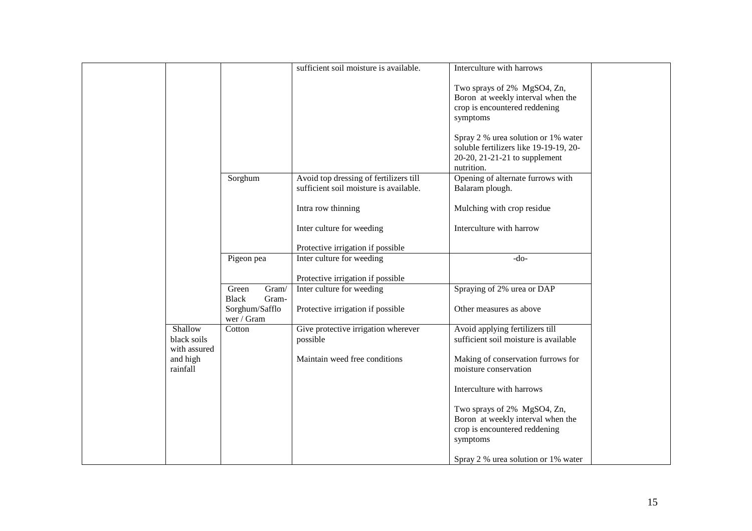| | | | | | |
|---|---|---|---|---|---|
| | | | sufficient soil moisture is available. | Interculture with harrows<br><br>Two sprays of 2% $MgSO_4$, Zn, Boron at weekly interval when the crop is encountered reddening symptoms<br><br>Spray 2 % urea solution or 1% water soluble fertilizers like 19-19-19, 20-20-20, 21-21-21 to supplement nutrition. | |
| | | Sorghum | Avoid top dressing of fertilizers till sufficient soil moisture is available.<br><br>Intra row thinning<br><br>Inter culture for weeding<br><br>Protective irrigation if possible | Opening of alternate furrows with Balaram plough.<br><br>Mulching with crop residue<br><br>Interculture with harrow | |
| | | Pigeon pea | Inter culture for weeding<br><br>Protective irrigation if possible | -do- | |
| | | Green Gram/ Black Gram-Sorghum/Safflower / Gram | Inter culture for weeding<br><br>Protective irrigation if possible | Spraying of 2% urea or DAP<br><br>Other measures as above | |
| | Shallow black soils with assured and high rainfall | Cotton | Give protective irrigation wherever possible<br><br>Maintain weed free conditions | Avoid applying fertilizers till sufficient soil moisture is available<br><br>Making of conservation furrows for moisture conservation<br><br>Interculture with harrows<br><br>Two sprays of 2% $MgSO_4$, Zn, Boron at weekly interval when the crop is encountered reddening symptoms<br><br>Spray 2 % urea solution or 1% water | |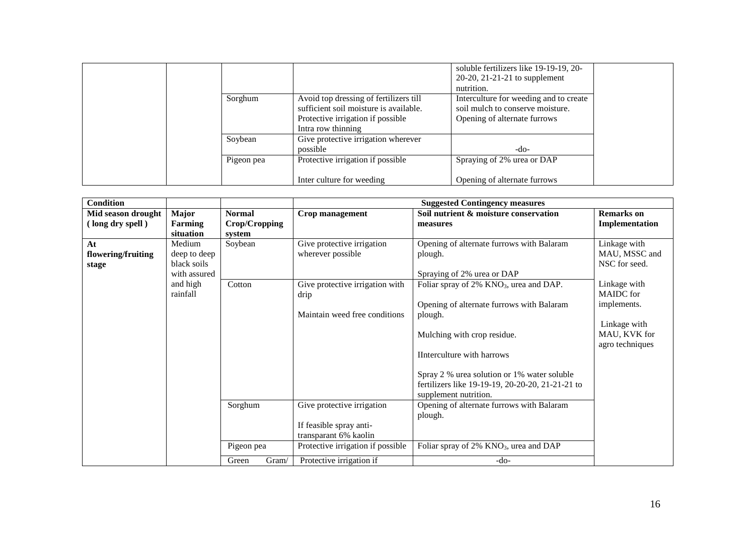| | | | | | |
|---|---|---|---|---|---|
| | | | | soluble fertilizers like 19-19-19, 20-20-20, 21-21-21 to supplement nutrition. | |
| | | Sorghum | Avoid top dressing of fertilizers till sufficient soil moisture is available. Protective irrigation if possible Intra row thinning | Interculture for weeding and to create soil mulch to conserve moisture. Opening of alternate furrows | |
| | | Soybean | Give protective irrigation wherever possible | -do- | |
| | | Pigeon pea | Protective irrigation if possible<br><br>Inter culture for weeding | Spraying of 2% urea or DAP<br><br>Opening of alternate furrows | |

| Condition | | | Suggested Contingency measures | | |
|---|---|---|---|---|---|
| **Mid season drought ( long dry spell )** | **Major Farming situation** | **Normal Crop/Cropping system** | **Crop management** | **Soil nutrient & moisture conservation measures** | **Remarks on Implementation** |
| **At flowering/fruiting stage** | Medium deep to deep black soils with assured and high rainfall | Soybean | Give protective irrigation wherever possible | Opening of alternate furrows with Balaram plough.<br><br>Spraying of 2% urea or DAP | Linkage with MAU, MSSC and NSC for seed.<br><br>Linkage with MAIDC for implements.<br><br>Linkage with MAU, KVK for agro techniques |
| | | Cotton | Give protective irrigation with drip<br><br>Maintain weed free conditions | Foliar spray of 2% $KNO_3$, urea and DAP.<br><br>Opening of alternate furrows with Balaram plough.<br><br>Mulching with crop residue.<br><br>IInterculture with harrows<br><br>Spray 2 % urea solution or 1% water soluble fertilizers like 19-19-19, 20-20-20, 21-21-21 to supplement nutrition. | |
| | | Sorghum | Give protective irrigation<br><br>If feasible spray anti-transparant 6% kaolin | Opening of alternate furrows with Balaram plough. | |
| | | Pigeon pea | Protective irrigation if possible | Foliar spray of 2% $KNO_3$, urea and DAP | |
| | | Green Gram/ | Protective irrigation if | -do- | |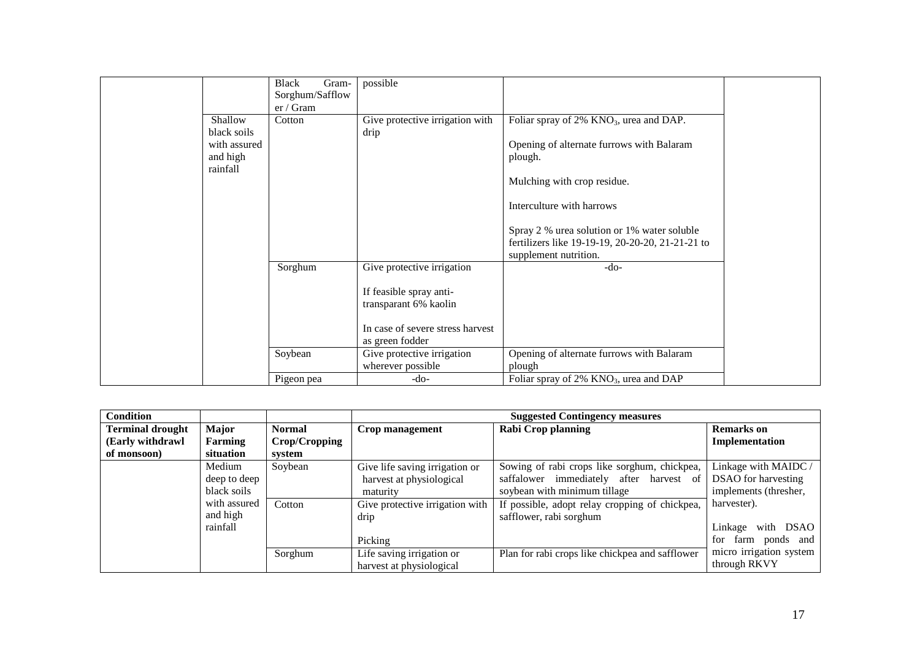| | | | | | |
|---|---|---|---|---|---|
| | | Black Gram-Sorghum/Safflower / Gram | possible | | |
| | Shallow black soils with assured and high rainfall | Cotton | Give protective irrigation with drip | Foliar spray of 2% $KNO_3$, urea and DAP.<br><br>Opening of alternate furrows with Balaram plough.<br><br>Mulching with crop residue.<br><br>Interculture with harrows<br><br>Spray 2 % urea solution or 1% water soluble fertilizers like 19-19-19, 20-20-20, 21-21-21 to supplement nutrition. | |
| | | Sorghum | Give protective irrigation<br><br>If feasible spray anti-transparant 6% kaolin<br><br>In case of severe stress harvest as green fodder | -do- | |
| | | Soybean | Give protective irrigation wherever possible | Opening of alternate furrows with Balaram plough | |
| | | Pigeon pea | -do- | Foliar spray of 2% $KNO_3$, urea and DAP | |

| **Condition** | | | **Suggested Contingency measures** | | |
|---|---|---|---|---|---|
| **Terminal drought (Early withdrawl of monsoon)** | **Major Farming situation** | **Normal Crop/Cropping system** | **Crop management** | **Rabi Crop planning** | **Remarks on Implementation** |
| | Medium deep to deep black soils with assured and high rainfall | Soybean | Give life saving irrigation or harvest at physiological maturity | Sowing of rabi crops like sorghum, chickpea, saffalower immediately after harvest of soybean with minimum tillage | Linkage with MAIDC / DSAO for harvesting implements (thresher, harvester).<br><br>Linkage with DSAO for farm ponds and micro irrigation system through RKVY |
| | | Cotton | Give protective irrigation with drip<br><br>Picking | If possible, adopt relay cropping of chickpea, safflower, rabi sorghum | |
| | | Sorghum | Life saving irrigation or harvest at physiological | Plan for rabi crops like chickpea and safflower | |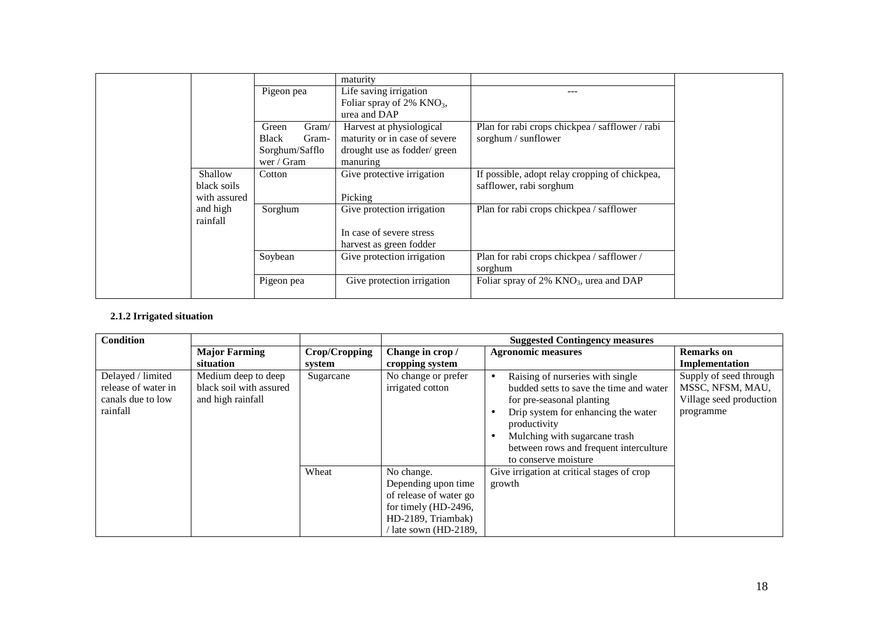| | | | maturity | | |
|---|---|---|---|---|---|
| | | Pigeon pea | Life saving irrigation<br>Foliar spray of 2% $KNO_3$, urea and DAP | --- | |
| | | Green Gram/ Black Gram-Sorghum/Safflower / Gram | Harvest at physiological maturity or in case of severe drought use as fodder/ green manuring | Plan for rabi crops chickpea / safflower / rabi sorghum / sunflower | |
| | Shallow black soils with assured and high rainfall | Cotton | Give protective irrigation<br><br>Picking | If possible, adopt relay cropping of chickpea, safflower, rabi sorghum | |
| | | Sorghum | Give protection irrigation<br><br>In case of severe stress harvest as green fodder | Plan for rabi crops chickpea / safflower | |
| | | Soybean | Give protection irrigation | Plan for rabi crops chickpea / safflower / sorghum | |
| | | Pigeon pea | Give protection irrigation | Foliar spray of 2% $KNO_3$, urea and DAP | |

**2.1.2 Irrigated situation**

| Condition | | | Suggested Contingency measures | | |
|---|---|---|---|---|---|
| | **Major Farming situation** | **Crop/Cropping system** | **Change in crop / cropping system** | **Agronomic measures** | **Remarks on Implementation** |
| Delayed / limited release of water in canals due to low rainfall | Medium deep to deep black soil with assured and high rainfall | Sugarcane | No change or prefer irrigated cotton | • Raising of nurseries with single budded setts to save the time and water for pre-seasonal planting<br>• Drip system for enhancing the water productivity<br>• Mulching with sugarcane trash between rows and frequent interculture to conserve moisture | Supply of seed through MSSC, NFSM, MAU, Village seed production programme |
| | | Wheat | No change. Depending upon time of release of water go for timely (HD-2496, HD-2189, Triambak) / late sown (HD-2189, | Give irrigation at critical stages of crop growth | |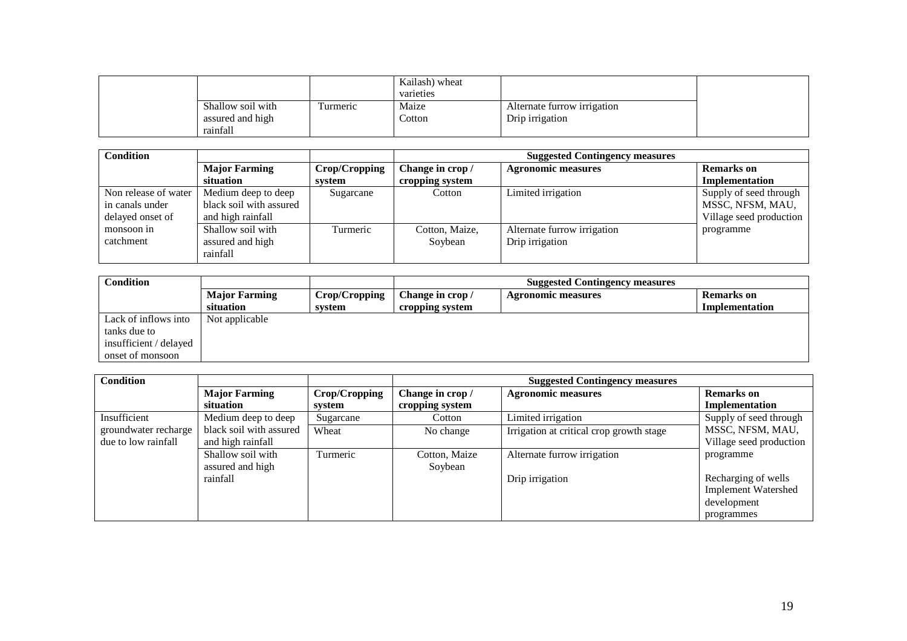| | | | Kailash) wheat varieties | | |
|---|---|---|---|---|---|
| | Shallow soil with assured and high rainfall | Turmeric | Maize<br>Cotton | Alternate furrow irrigation<br>Drip irrigation | |

| Condition | | | Suggested Contingency measures | | |
|---|---|---|---|---|---|
| | **Major Farming situation** | **Crop/Cropping system** | **Change in crop / cropping system** | **Agronomic measures** | **Remarks on Implementation** |
| Non release of water in canals under delayed onset of monsoon in catchment | Medium deep to deep black soil with assured and high rainfall | Sugarcane | Cotton | Limited irrigation | Supply of seed through MSSC, NFSM, MAU, Village seed production programme |
| | Shallow soil with assured and high rainfall | Turmeric | Cotton, Maize, Soybean | Alternate furrow irrigation<br>Drip irrigation | |

| Condition | | | Suggested Contingency measures | | |
|---|---|---|---|---|---|
| | **Major Farming situation** | **Crop/Cropping system** | **Change in crop / cropping system** | **Agronomic measures** | **Remarks on Implementation** |
| Lack of inflows into tanks due to insufficient / delayed onset of monsoon | Not applicable | | | | |

| Condition | | | Suggested Contingency measures | | |
|---|---|---|---|---|---|
| | **Major Farming situation** | **Crop/Cropping system** | **Change in crop / cropping system** | **Agronomic measures** | **Remarks on Implementation** |
| Insufficient groundwater recharge due to low rainfall | Medium deep to deep black soil with assured and high rainfall | Sugarcane | Cotton | Limited irrigation | Supply of seed through MSSC, NFSM, MAU, Village seed production programme |
| | | Wheat | No change | Irrigation at critical crop growth stage | |
| | Shallow soil with assured and high rainfall | Turmeric | Cotton, Maize Soybean | Alternate furrow irrigation<br>Drip irrigation | Recharging of wells<br>Implement Watershed development programmes |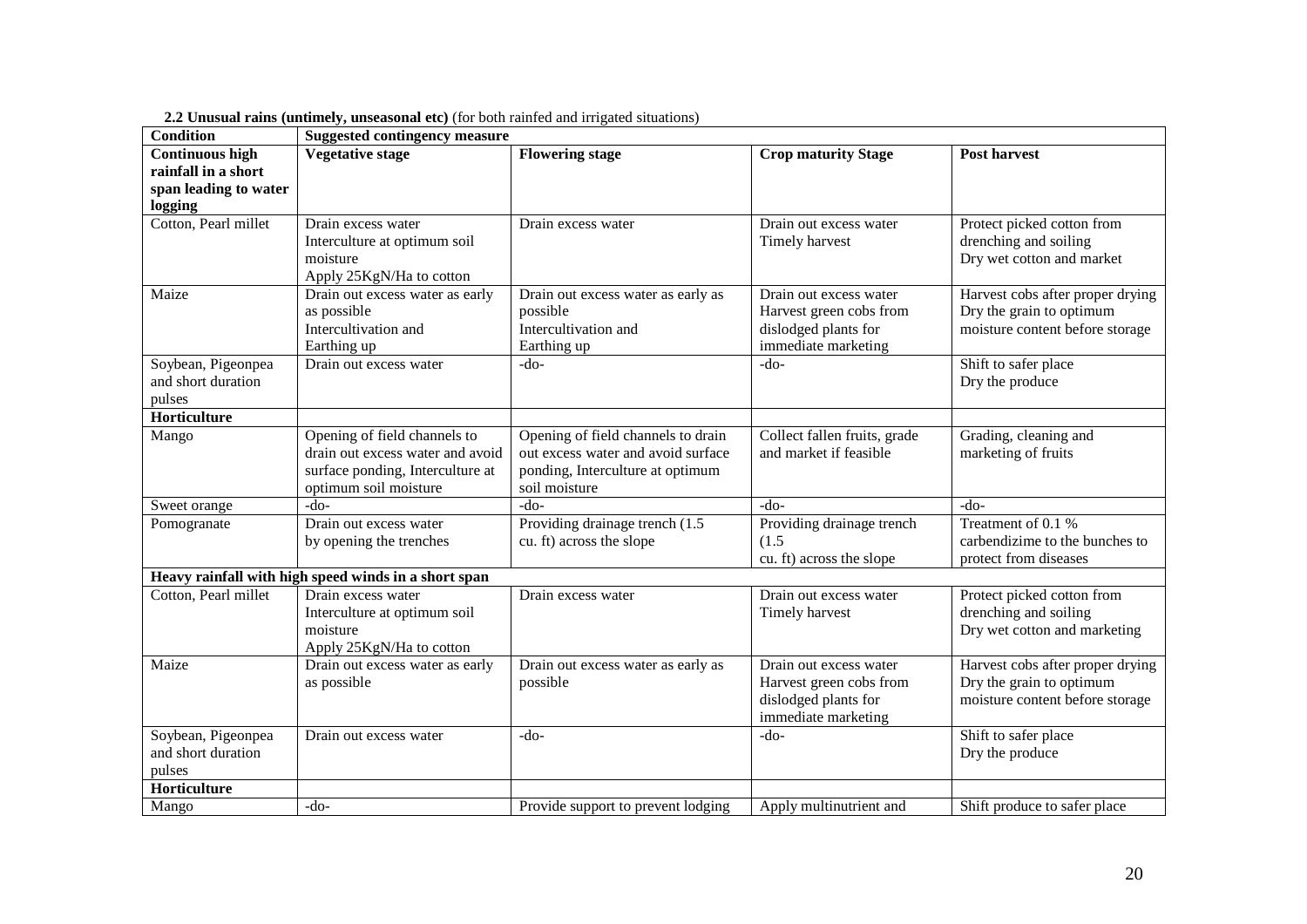**2.2 Unusual rains (untimely, unseasonal etc)** (for both rainfed and irrigated situations)

| Condition | Suggested contingency measure | | | |
|---|---|---|---|---|
| **Continuous high rainfall in a short span leading to water logging** | **Vegetative stage** | **Flowering stage** | **Crop maturity Stage** | **Post harvest** |
| Cotton, Pearl millet | Drain excess water<br>Interculture at optimum soil moisture<br>Apply 25KgN/Ha to cotton | Drain excess water | Drain out excess water<br>Timely harvest | Protect picked cotton from drenching and soiling<br>Dry wet cotton and market |
| Maize | Drain out excess water as early as possible<br>Intercultivation and Earthing up | Drain out excess water as early as possible<br>Intercultivation and Earthing up | Drain out excess water<br>Harvest green cobs from dislodged plants for immediate marketing | Harvest cobs after proper drying<br>Dry the grain to optimum moisture content before storage |
| Soybean, Pigeonpea and short duration pulses | Drain out excess water | -do- | -do- | Shift to safer place<br>Dry the produce |
| **Horticulture** | | | | |
| Mango | Opening of field channels to drain out excess water and avoid surface ponding, Interculture at optimum soil moisture | Opening of field channels to drain out excess water and avoid surface ponding, Interculture at optimum soil moisture | Collect fallen fruits, grade and market if feasible | Grading, cleaning and marketing of fruits |
| Sweet orange | -do- | -do- | -do- | -do- |
| Pomogranate | Drain out excess water by opening the trenches | Providing drainage trench (1.5 cu. ft) across the slope | Providing drainage trench (1.5 cu. ft) across the slope | Treatment of 0.1 % carbendizime to the bunches to protect from diseases |
| **Heavy rainfall with high speed winds in a short span** | | | | |
| Cotton, Pearl millet | Drain excess water<br>Interculture at optimum soil moisture<br>Apply 25KgN/Ha to cotton | Drain excess water | Drain out excess water<br>Timely harvest | Protect picked cotton from drenching and soiling<br>Dry wet cotton and marketing |
| Maize | Drain out excess water as early as possible | Drain out excess water as early as possible | Drain out excess water<br>Harvest green cobs from dislodged plants for immediate marketing | Harvest cobs after proper drying<br>Dry the grain to optimum moisture content before storage |
| Soybean, Pigeonpea and short duration pulses | Drain out excess water | -do- | -do- | Shift to safer place<br>Dry the produce |
| **Horticulture** | | | | |
| Mango | -do- | Provide support to prevent lodging | Apply multinutrient and | Shift produce to safer place |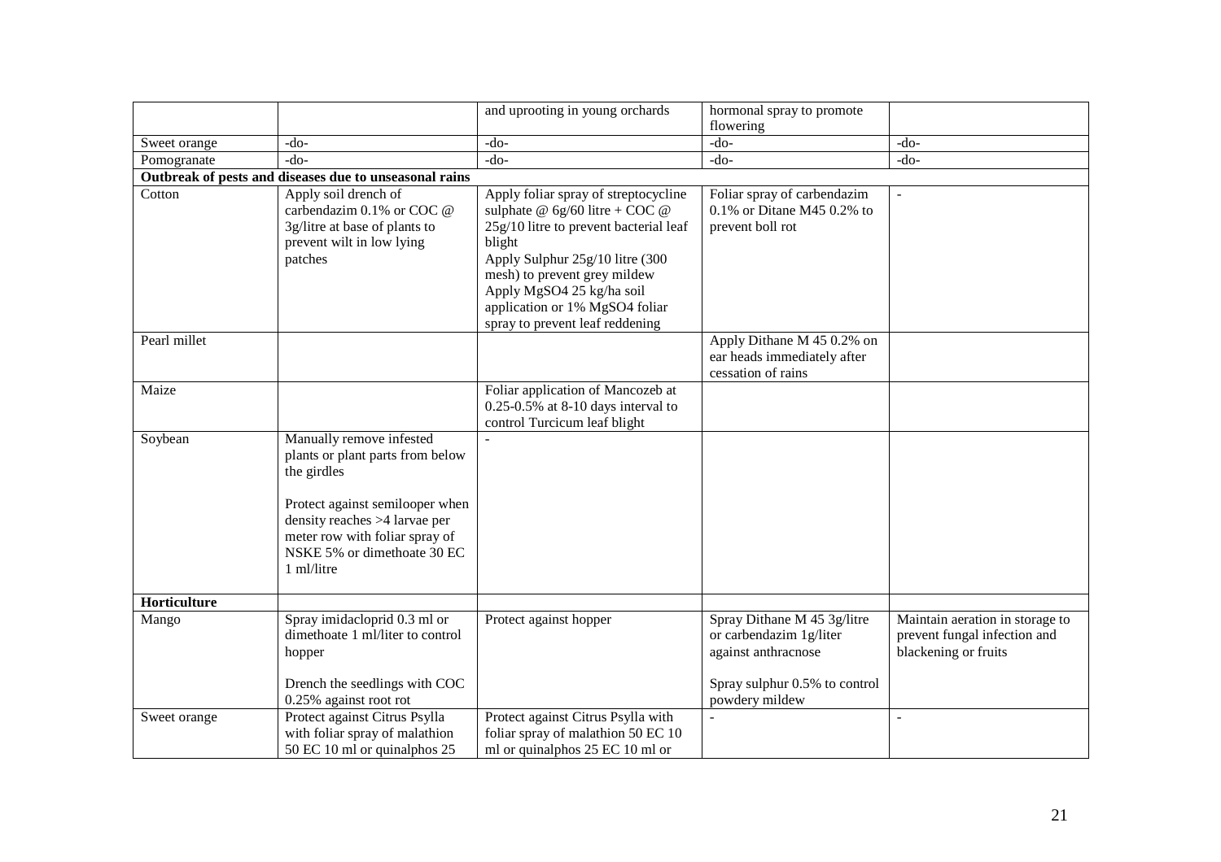| | | | | |
|---|---|---|---|---|
| | | and uprooting in young orchards | hormonal spray to promote flowering | |
| Sweet orange | -do- | -do- | -do- | -do- |
| Pomogranate | -do- | -do- | -do- | -do- |
| **Outbreak of pests and diseases due to unseasonal rains** | | | | |
| Cotton | Apply soil drench of carbendazim 0.1% or COC @ 3g/litre at base of plants to prevent wilt in low lying patches | Apply foliar spray of streptocycline sulphate @ 6g/60 litre + COC @ 25g/10 litre to prevent bacterial leaf blight<br>Apply Sulphur 25g/10 litre (300 mesh) to prevent grey mildew<br>Apply MgSO4 25 kg/ha soil application or 1% MgSO4 foliar spray to prevent leaf reddening | Foliar spray of carbendazim 0.1% or Ditane M45 0.2% to prevent boll rot | - |
| Pearl millet | | | Apply Dithane M 45 0.2% on ear heads immediately after cessation of rains | |
| Maize | | Foliar application of Mancozeb at 0.25-0.5% at 8-10 days interval to control Turcicum leaf blight | | |
| Soybean | Manually remove infested plants or plant parts from below the girdles<br><br>Protect against semilooper when density reaches >4 larvae per meter row with foliar spray of NSKE 5% or dimethoate 30 EC 1 ml/litre | - | | |
| **Horticulture** | | | | |
| Mango | Spray imidacloprid 0.3 ml or dimethoate 1 ml/liter to control hopper<br><br>Drench the seedlings with COC 0.25% against root rot | Protect against hopper | Spray Dithane M 45 3g/litre or carbendazim 1g/liter against anthracnose<br><br>Spray sulphur 0.5% to control powdery mildew | Maintain aeration in storage to prevent fungal infection and blackening or fruits |
| Sweet orange | Protect against Citrus Psylla with foliar spray of malathion 50 EC 10 ml or quinalphos 25 | Protect against Citrus Psylla with foliar spray of malathion 50 EC 10 ml or quinalphos 25 EC 10 ml or | - | - |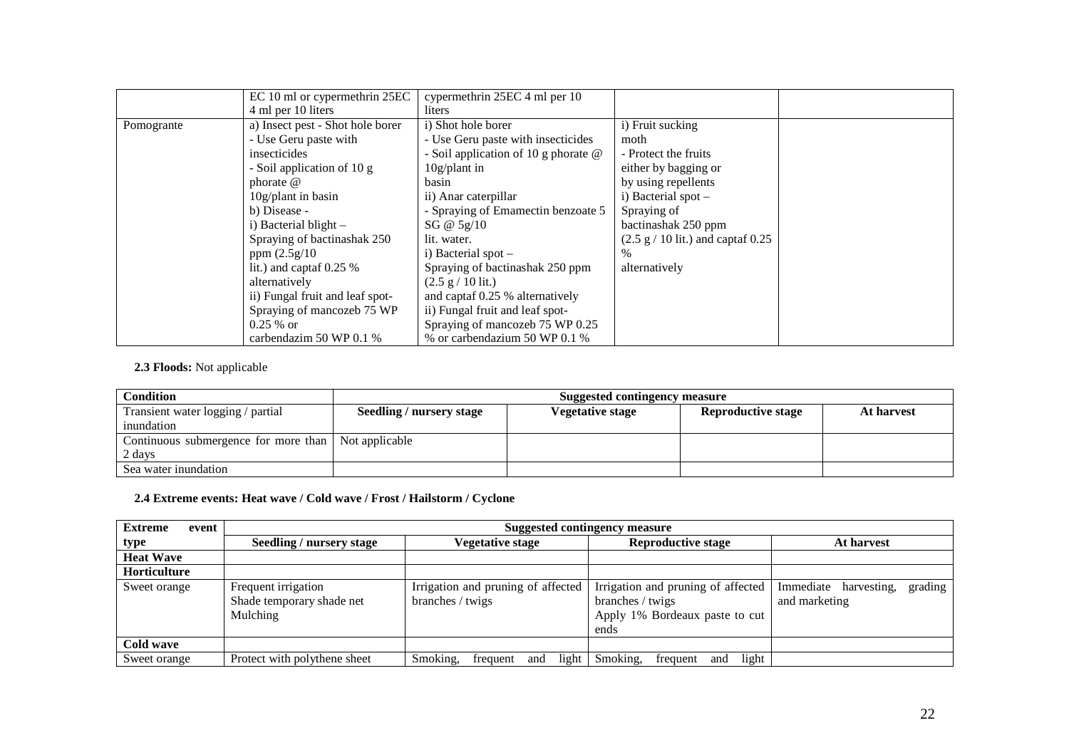| | | | | |
|---|---|---|---|---|
| | EC 10 ml or cypermethrin 25EC 4 ml per 10 liters | cypermethrin 25EC 4 ml per 10 liters | | |
| Pomogrante | a) Insect pest - Shot hole borer<br>- Use Geru paste with insecticides<br>- Soil application of 10 g phorate @ 10g/plant in basin<br>b) Disease -<br>i) Bacterial blight –<br>Spraying of bactinashak 250 ppm (2.5g/10 lit.) and captaf 0.25 % alternatively<br>ii) Fungal fruit and leaf spot-<br>Spraying of mancozeb 75 WP 0.25 % or carbendazim 50 WP 0.1 % | i) Shot hole borer<br>- Use Geru paste with insecticides<br>- Soil application of 10 g phorate @ 10g/plant in basin<br>ii) Anar caterpillar<br>- Spraying of Emamectin benzoate 5 SG @ 5g/10 lit. water.<br>i) Bacterial spot –<br>Spraying of bactinashak 250 ppm (2.5 g / 10 lit.) and captaf 0.25 % alternatively<br>ii) Fungal fruit and leaf spot-<br>Spraying of mancozeb 75 WP 0.25 % or carbendazium 50 WP 0.1 % | i) Fruit sucking moth<br>- Protect the fruits either by bagging or by using repellents<br>i) Bacterial spot –<br>Spraying of bactinashak 250 ppm (2.5 g / 10 lit.) and captaf 0.25 % alternatively | |

**2.3 Floods:** Not applicable

| Condition | Suggested contingency measure | | | |
|---|---|---|---|---|
| Transient water logging / partial inundation | Seedling / nursery stage | Vegetative stage | Reproductive stage | At harvest |
| Continuous submergence for more than 2 days | Not applicable | | | |
| Sea water inundation | | | | |

**2.4 Extreme events: Heat wave / Cold wave / Frost / Hailstorm / Cyclone**

| Extreme event type | Suggested contingency measure | | | |
|---|---|---|---|---|
| | Seedling / nursery stage | Vegetative stage | Reproductive stage | At harvest |
| **Heat Wave** | | | | |
| **Horticulture** | | | | |
| Sweet orange | Frequent irrigation<br>Shade temporary shade net<br>Mulching | Irrigation and pruning of affected branches / twigs | Irrigation and pruning of affected branches / twigs<br>Apply 1% Bordeaux paste to cut ends | Immediate harvesting, grading and marketing |
| **Cold wave** | | | | |
| Sweet orange | Protect with polythene sheet | Smoking, frequent and light | Smoking, frequent and light | |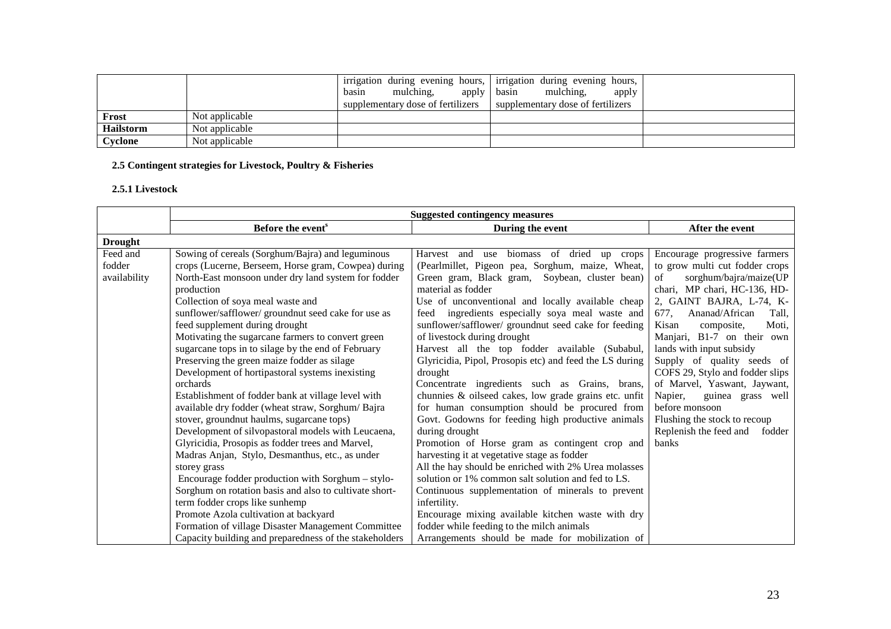| | | irrigation during evening hours, basin mulching, apply supplementary dose of fertilizers | irrigation during evening hours, basin mulching, apply supplementary dose of fertilizers | |
|---|---|---|---|---|
| **Frost** | Not applicable | | | |
| **Hailstorm** | Not applicable | | | |
| **Cyclone** | Not applicable | | | |

**2.5 Contingent strategies for Livestock, Poultry & Fisheries**

**2.5.1 Livestock**

| | **Suggested contingency measures** | | |
|---|---|---|---|
| | **Before the event[s]** | **During the event** | **After the event** |
| **Drought** | | | |
| Feed and fodder availability | Sowing of cereals (Sorghum/Bajra) and leguminous crops (Lucerne, Berseem, Horse gram, Cowpea) during North-East monsoon under dry land system for fodder production<br>Collection of soya meal waste and sunflower/safflower/ groundnut seed cake for use as feed supplement during drought<br>Motivating the sugarcane farmers to convert green sugarcane tops in to silage by the end of February<br>Preserving the green maize fodder as silage<br>Development of hortipastoral systems inexisting orchards<br>Establishment of fodder bank at village level with available dry fodder (wheat straw, Sorghum/ Bajra stover, groundnut haulms, sugarcane tops)<br>Development of silvopastoral models with Leucaena, Glyricidia, Prosopis as fodder trees and Marvel, Madras Anjan, Stylo, Desmanthus, etc., as under storey grass<br>Encourage fodder production with Sorghum – stylo- Sorghum on rotation basis and also to cultivate short-term fodder crops like sunhemp<br>Promote Azola cultivation at backyard<br>Formation of village Disaster Management Committee<br>Capacity building and preparedness of the stakeholders | Harvest and use biomass of dried up crops (Pearlmillet, Pigeon pea, Sorghum, maize, Wheat, Green gram, Black gram, Soybean, cluster bean) material as fodder<br>Use of unconventional and locally available cheap feed ingredients especially soya meal waste and sunflower/safflower/ groundnut seed cake for feeding of livestock during drought<br>Harvest all the top fodder available (Subabul, Glyricidia, Pipol, Prosopis etc) and feed the LS during drought<br>Concentrate ingredients such as Grains, brans, chunnies & oilseed cakes, low grade grains etc. unfit for human consumption should be procured from Govt. Godowns for feeding high productive animals during drought<br>Promotion of Horse gram as contingent crop and harvesting it at vegetative stage as fodder<br>All the hay should be enriched with 2% Urea molasses solution or 1% common salt solution and fed to LS.<br>Continuous supplementation of minerals to prevent infertility.<br>Encourage mixing available kitchen waste with dry fodder while feeding to the milch animals<br>Arrangements should be made for mobilization of | Encourage progressive farmers to grow multi cut fodder crops of sorghum/bajra/maize(UP chari, MP chari, HC-136, HD-2, GAINT BAJRA, L-74, K-677, Ananad/African Tall, Kisan composite, Moti, Manjari, B1-7 on their own lands with input subsidy<br>Supply of quality seeds of COFS 29, Stylo and fodder slips of Marvel, Yaswant, Jaywant, Napier, guinea grass well before monsoon<br>Flushing the stock to recoup<br>Replenish the feed and fodder banks |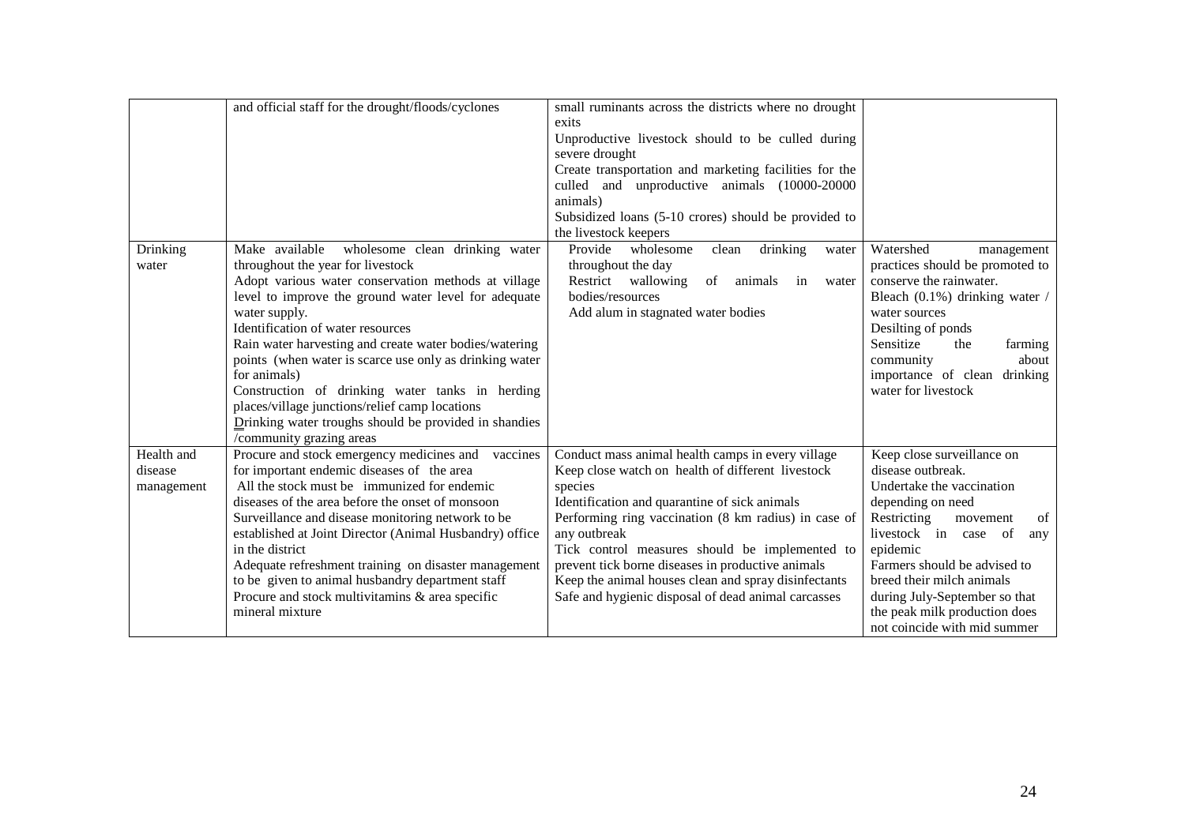| | | | |
|---|---|---|---|
| | and official staff for the drought/floods/cyclones | small ruminants across the districts where no drought exits<br>Unproductive livestock should to be culled during severe drought<br>Create transportation and marketing facilities for the culled and unproductive animals (10000-20000 animals)<br>Subsidized loans (5-10 crores) should be provided to the livestock keepers | |
| Drinking water | Make available wholesome clean drinking water throughout the year for livestock<br>Adopt various water conservation methods at village level to improve the ground water level for adequate water supply.<br>Identification of water resources<br>Rain water harvesting and create water bodies/watering points (when water is scarce use only as drinking water for animals)<br>Construction of drinking water tanks in herding places/village junctions/relief camp locations<br>Drinking water troughs should be provided in shandies /community grazing areas | Provide wholesome clean drinking water throughout the day<br>Restrict wallowing of animals in water bodies/resources<br>Add alum in stagnated water bodies | Watershed management practices should be promoted to conserve the rainwater.<br>Bleach (0.1%) drinking water / water sources<br>Desilting of ponds<br>Sensitize the farming community about importance of clean drinking water for livestock |
| Health and disease management | Procure and stock emergency medicines and vaccines for important endemic diseases of the area<br>All the stock must be immunized for endemic diseases of the area before the onset of monsoon<br>Surveillance and disease monitoring network to be established at Joint Director (Animal Husbandry) office in the district<br>Adequate refreshment training on disaster management to be given to animal husbandry department staff<br>Procure and stock multivitamins & area specific mineral mixture | Conduct mass animal health camps in every village<br>Keep close watch on health of different livestock species<br>Identification and quarantine of sick animals<br>Performing ring vaccination (8 km radius) in case of any outbreak<br>Tick control measures should be implemented to prevent tick borne diseases in productive animals<br>Keep the animal houses clean and spray disinfectants<br>Safe and hygienic disposal of dead animal carcasses | Keep close surveillance on disease outbreak.<br>Undertake the vaccination depending on need<br>Restricting movement of livestock in case of any epidemic<br>Farmers should be advised to breed their milch animals during July-September so that the peak milk production does not coincide with mid summer |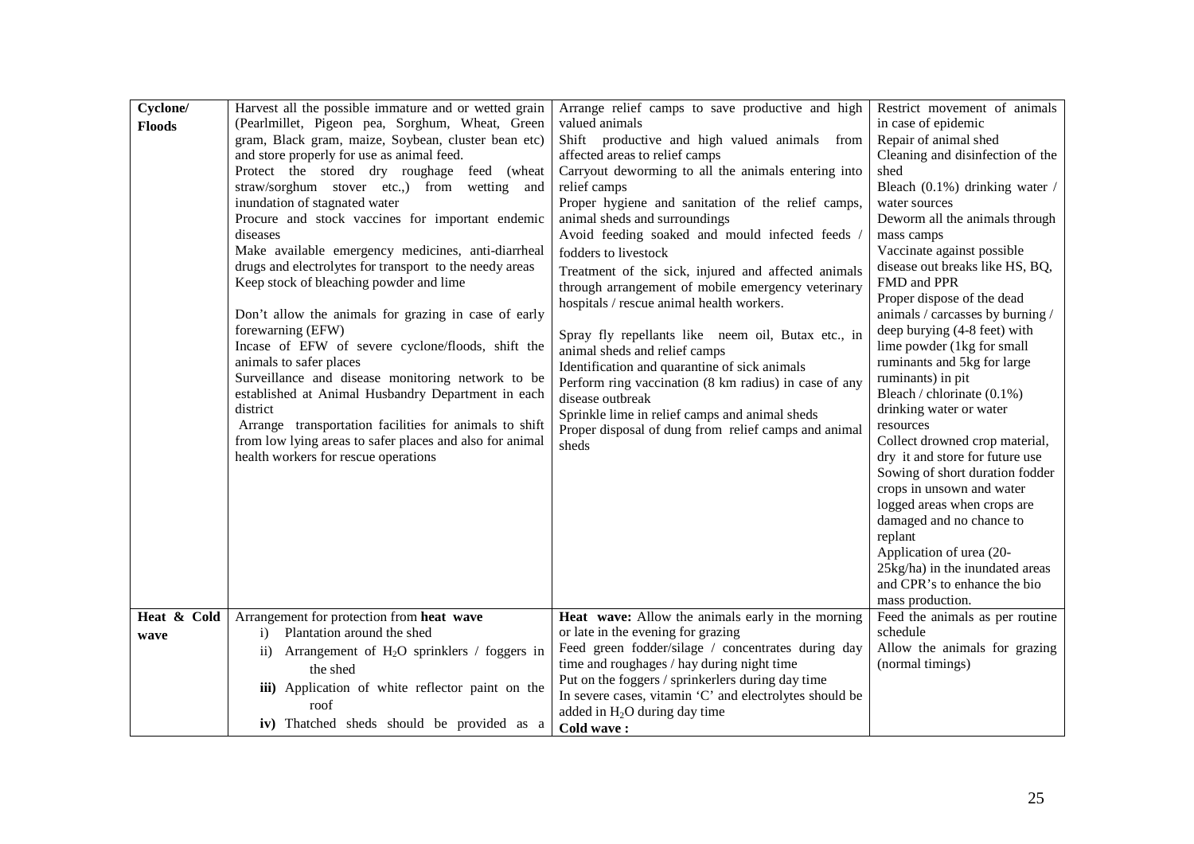| | | | |
|---|---|---|---|
| **Cyclone/ Floods** | Harvest all the possible immature and or wetted grain (Pearlmillet, Pigeon pea, Sorghum, Wheat, Green gram, Black gram, maize, Soybean, cluster bean etc) and store properly for use as animal feed.<br>Protect the stored dry roughage feed (wheat straw/sorghum stover etc.,) from wetting and inundation of stagnated water<br>Procure and stock vaccines for important endemic diseases<br>Make available emergency medicines, anti-diarrheal drugs and electrolytes for transport to the needy areas<br>Keep stock of bleaching powder and lime<br><br>Don't allow the animals for grazing in case of early forewarning (EFW)<br>Incase of EFW of severe cyclone/floods, shift the animals to safer places<br>Surveillance and disease monitoring network to be established at Animal Husbandry Department in each district<br>Arrange transportation facilities for animals to shift from low lying areas to safer places and also for animal health workers for rescue operations | Arrange relief camps to save productive and high valued animals<br>Shift productive and high valued animals from affected areas to relief camps<br>Carryout deworming to all the animals entering into relief camps<br>Proper hygiene and sanitation of the relief camps, animal sheds and surroundings<br>Avoid feeding soaked and mould infected feeds / fodders to livestock<br>Treatment of the sick, injured and affected animals through arrangement of mobile emergency veterinary hospitals / rescue animal health workers.<br><br>Spray fly repellants like neem oil, Butax etc., in animal sheds and relief camps<br>Identification and quarantine of sick animals<br>Perform ring vaccination (8 km radius) in case of any disease outbreak<br>Sprinkle lime in relief camps and animal sheds<br>Proper disposal of dung from relief camps and animal sheds | Restrict movement of animals in case of epidemic<br>Repair of animal shed<br>Cleaning and disinfection of the shed<br>Bleach (0.1%) drinking water / water sources<br>Deworm all the animals through mass camps<br>Vaccinate against possible disease out breaks like HS, BQ, FMD and PPR<br>Proper dispose of the dead animals / carcasses by burning / deep burying (4-8 feet) with lime powder (1kg for small ruminants and 5kg for large ruminants) in pit<br>Bleach / chlorinate (0.1%) drinking water or water resources<br>Collect drowned crop material, dry it and store for future use<br>Sowing of short duration fodder crops in unsown and water logged areas when crops are damaged and no chance to replant<br>Application of urea (20-25kg/ha) in the inundated areas and CPR's to enhance the bio mass production. |
| **Heat & Cold wave** | Arrangement for protection from **heat wave**<br>i) Plantation around the shed<br>ii) Arrangement of $H_2O$ sprinklers / foggers in the shed<br>**iii)** Application of white reflector paint on the roof<br>**iv)** Thatched sheds should be provided as a | **Heat wave:** Allow the animals early in the morning or late in the evening for grazing<br>Feed green fodder/silage / concentrates during day time and roughages / hay during night time<br>Put on the foggers / sprinkerlers during day time<br>In severe cases, vitamin 'C' and electrolytes should be added in $H_2O$ during day time<br>**Cold wave :** | Feed the animals as per routine schedule<br>Allow the animals for grazing (normal timings) |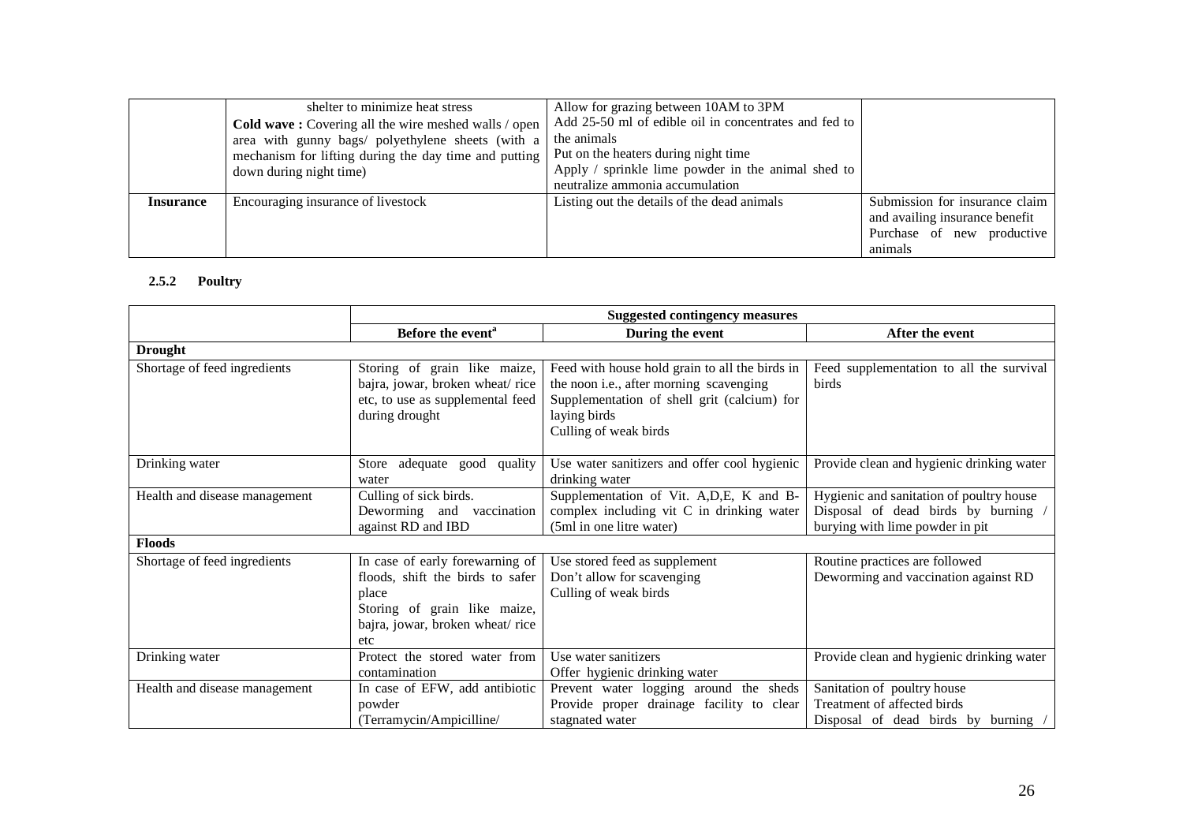| | | | |
|---|---|---|---|
| | shelter to minimize heat stress<br>**Cold wave :** Covering all the wire meshed walls / open area with gunny bags/ polyethylene sheets (with a mechanism for lifting during the day time and putting down during night time) | Allow for grazing between 10AM to 3PM<br>Add 25-50 ml of edible oil in concentrates and fed to the animals<br>Put on the heaters during night time<br>Apply / sprinkle lime powder in the animal shed to neutralize ammonia accumulation | |
| **Insurance** | Encouraging insurance of livestock | Listing out the details of the dead animals | Submission for insurance claim and availing insurance benefit<br>Purchase of new productive animals |

### 2.5.2 Poultry

| | Suggested contingency measures | | |
|---|---|---|---|
| | **Before the event[a]** | **During the event** | **After the event** |
| **Drought** | | | |
| Shortage of feed ingredients | Storing of grain like maize, bajra, jowar, broken wheat/ rice etc, to use as supplemental feed during drought | Feed with house hold grain to all the birds in the noon i.e., after morning scavenging<br>Supplementation of shell grit (calcium) for laying birds<br>Culling of weak birds | Feed supplementation to all the survival birds |
| Drinking water | Store adequate good quality water | Use water sanitizers and offer cool hygienic drinking water | Provide clean and hygienic drinking water |
| Health and disease management | Culling of sick birds.<br>Deworming and vaccination against RD and IBD | Supplementation of Vit. A,D,E, K and B-complex including vit C in drinking water (5ml in one litre water) | Hygienic and sanitation of poultry house<br>Disposal of dead birds by burning / burying with lime powder in pit |
| **Floods** | | | |
| Shortage of feed ingredients | In case of early forewarning of floods, shift the birds to safer place<br>Storing of grain like maize, bajra, jowar, broken wheat/ rice etc | Use stored feed as supplement<br>Don't allow for scavenging<br>Culling of weak birds | Routine practices are followed<br>Deworming and vaccination against RD |
| Drinking water | Protect the stored water from contamination | Use water sanitizers<br>Offer hygienic drinking water | Provide clean and hygienic drinking water |
| Health and disease management | In case of EFW, add antibiotic powder<br>(Terramycin/Ampicilline/ | Prevent water logging around the sheds<br>Provide proper drainage facility to clear stagnated water | Sanitation of poultry house<br>Treatment of affected birds<br>Disposal of dead birds by burning / |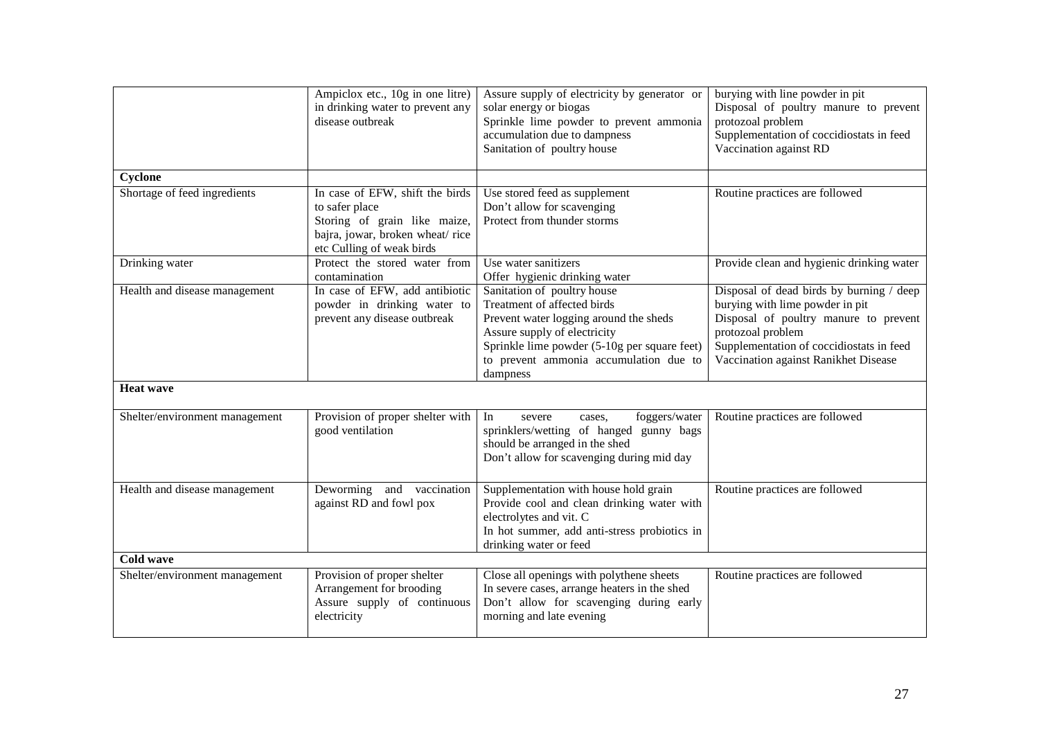| | | | |
|---|---|---|---|
| | Ampiclox etc., 10g in one litre) in drinking water to prevent any disease outbreak | Assure supply of electricity by generator or solar energy or biogas<br>Sprinkle lime powder to prevent ammonia accumulation due to dampness<br>Sanitation of poultry house | burying with line powder in pit<br>Disposal of poultry manure to prevent protozoal problem<br>Supplementation of coccidiostats in feed<br>Vaccination against RD |
| **Cyclone** | | | |
| Shortage of feed ingredients | In case of EFW, shift the birds to safer place<br>Storing of grain like maize, bajra, jowar, broken wheat/ rice etc Culling of weak birds | Use stored feed as supplement<br>Don't allow for scavenging<br>Protect from thunder storms | Routine practices are followed |
| Drinking water | Protect the stored water from contamination | Use water sanitizers<br>Offer hygienic drinking water | Provide clean and hygienic drinking water |
| Health and disease management | In case of EFW, add antibiotic powder in drinking water to prevent any disease outbreak | Sanitation of poultry house<br>Treatment of affected birds<br>Prevent water logging around the sheds<br>Assure supply of electricity<br>Sprinkle lime powder (5-10g per square feet) to prevent ammonia accumulation due to dampness | Disposal of dead birds by burning / deep burying with lime powder in pit<br>Disposal of poultry manure to prevent protozoal problem<br>Supplementation of coccidiostats in feed<br>Vaccination against Ranikhet Disease |
| **Heat wave** | | | |
| Shelter/environment management | Provision of proper shelter with good ventilation | In severe cases, foggers/water sprinklers/wetting of hanged gunny bags should be arranged in the shed<br>Don't allow for scavenging during mid day | Routine practices are followed |
| Health and disease management | Deworming and vaccination against RD and fowl pox | Supplementation with house hold grain<br>Provide cool and clean drinking water with electrolytes and vit. C<br>In hot summer, add anti-stress probiotics in drinking water or feed | Routine practices are followed |
| **Cold wave** | | | |
| Shelter/environment management | Provision of proper shelter<br>Arrangement for brooding<br>Assure supply of continuous electricity | Close all openings with polythene sheets<br>In severe cases, arrange heaters in the shed<br>Don't allow for scavenging during early morning and late evening | Routine practices are followed |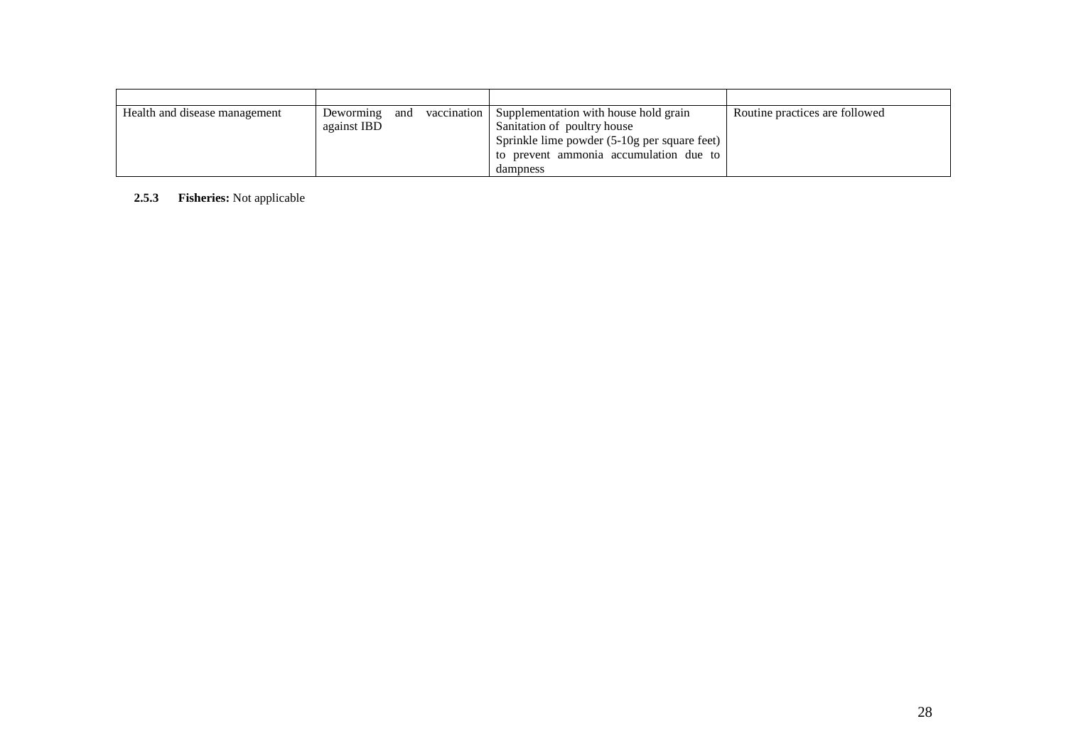| | | | |
|---|---|---|---|
| | | | |
| Health and disease management | Deworming and vaccination against IBD | Supplementation with house hold grain<br>Sanitation of poultry house<br>Sprinkle lime powder (5-10g per square feet) to prevent ammonia accumulation due to dampness | Routine practices are followed |

**2.5.3 Fisheries:** Not applicable